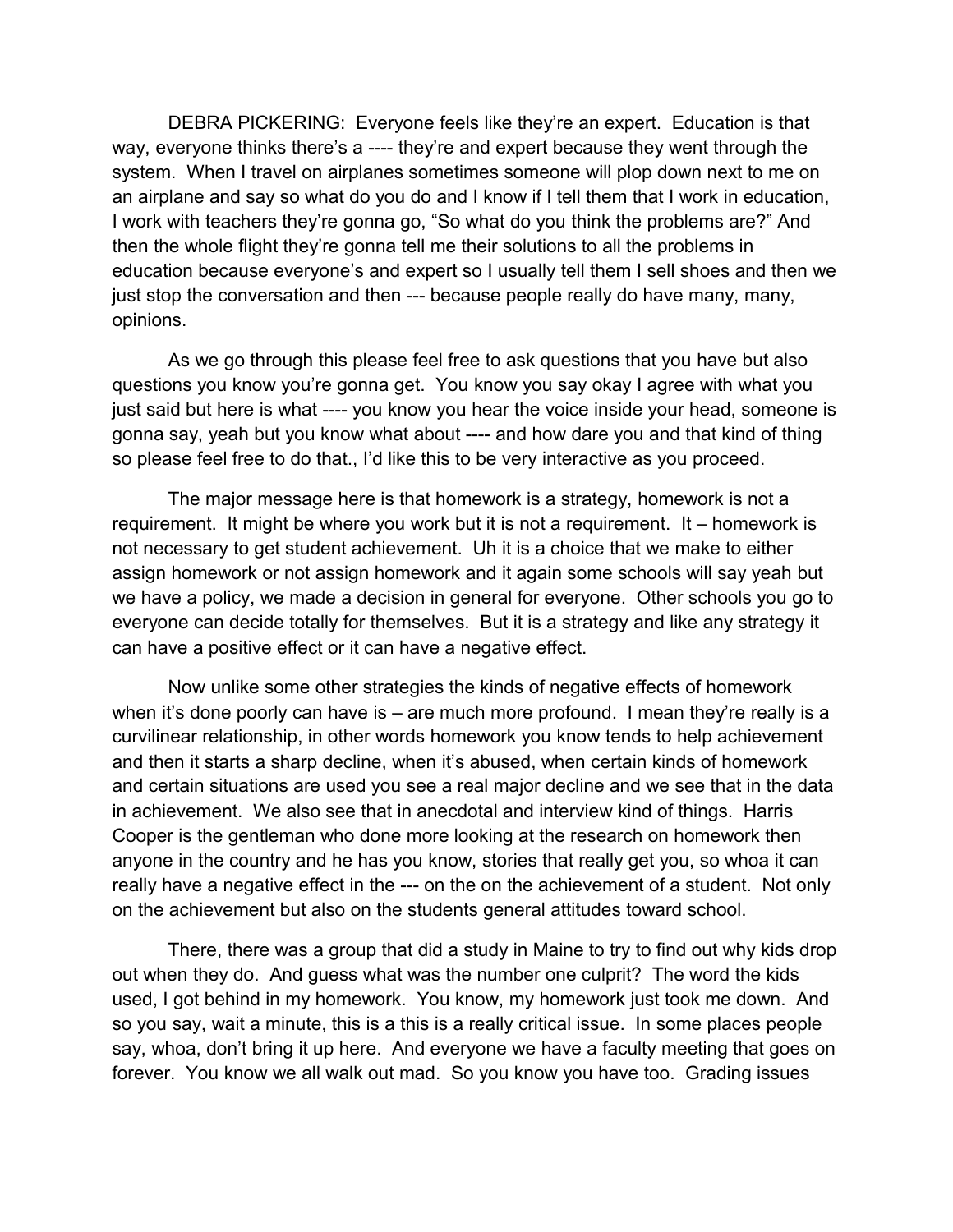DEBRA PICKERING: Everyone feels like they're an expert. Education is that way, everyone thinks there's a ---- they're and expert because they went through the system. When I travel on airplanes sometimes someone will plop down next to me on an airplane and say so what do you do and I know if I tell them that I work in education, I work with teachers they're gonna go, "So what do you think the problems are?" And then the whole flight they're gonna tell me their solutions to all the problems in education because everyone's and expert so I usually tell them I sell shoes and then we just stop the conversation and then --- because people really do have many, many, opinions.

As we go through this please feel free to ask questions that you have but also questions you know you're gonna get. You know you say okay I agree with what you just said but here is what ---- you know you hear the voice inside your head, someone is gonna say, yeah but you know what about ---- and how dare you and that kind of thing so please feel free to do that., I'd like this to be very interactive as you proceed.

The major message here is that homework is a strategy, homework is not a requirement. It might be where you work but it is not a requirement. It – homework is not necessary to get student achievement. Uh it is a choice that we make to either assign homework or not assign homework and it again some schools will say yeah but we have a policy, we made a decision in general for everyone. Other schools you go to everyone can decide totally for themselves. But it is a strategy and like any strategy it can have a positive effect or it can have a negative effect.

Now unlike some other strategies the kinds of negative effects of homework when it's done poorly can have is – are much more profound. I mean they're really is a curvilinear relationship, in other words homework you know tends to help achievement and then it starts a sharp decline, when it's abused, when certain kinds of homework and certain situations are used you see a real major decline and we see that in the data in achievement. We also see that in anecdotal and interview kind of things. Harris Cooper is the gentleman who done more looking at the research on homework then anyone in the country and he has you know, stories that really get you, so whoa it can really have a negative effect in the --- on the on the achievement of a student. Not only on the achievement but also on the students general attitudes toward school.

There, there was a group that did a study in Maine to try to find out why kids drop out when they do. And guess what was the number one culprit? The word the kids used, I got behind in my homework. You know, my homework just took me down. And so you say, wait a minute, this is a this is a really critical issue. In some places people say, whoa, don't bring it up here. And everyone we have a faculty meeting that goes on forever. You know we all walk out mad. So you know you have too. Grading issues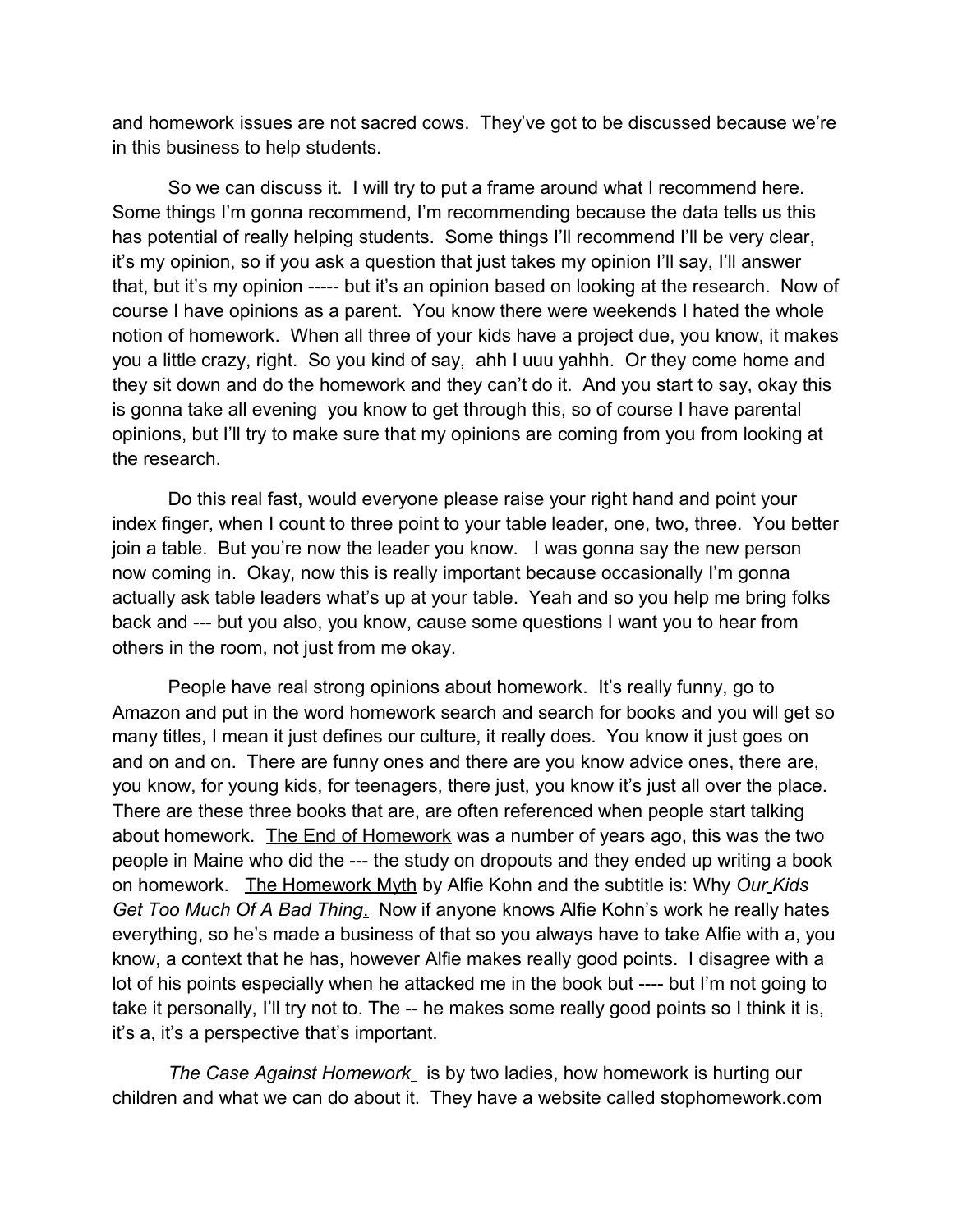and homework issues are not sacred cows. They've got to be discussed because we're in this business to help students.

So we can discuss it. I will try to put a frame around what I recommend here. Some things I'm gonna recommend, I'm recommending because the data tells us this has potential of really helping students. Some things I'll recommend I'll be very clear, it's my opinion, so if you ask a question that just takes my opinion I'll say, I'll answer that, but it's my opinion ----- but it's an opinion based on looking at the research. Now of course I have opinions as a parent. You know there were weekends I hated the whole notion of homework. When all three of your kids have a project due, you know, it makes you a little crazy, right. So you kind of say, ahh I uuu yahhh. Or they come home and they sit down and do the homework and they can't do it. And you start to say, okay this is gonna take all evening you know to get through this, so of course I have parental opinions, but I'll try to make sure that my opinions are coming from you from looking at the research.

Do this real fast, would everyone please raise your right hand and point your index finger, when I count to three point to your table leader, one, two, three. You better join a table. But you're now the leader you know. I was gonna say the new person now coming in. Okay, now this is really important because occasionally I'm gonna actually ask table leaders what's up at your table. Yeah and so you help me bring folks back and --- but you also, you know, cause some questions I want you to hear from others in the room, not just from me okay.

People have real strong opinions about homework. It's really funny, go to Amazon and put in the word homework search and search for books and you will get so many titles, I mean it just defines our culture, it really does. You know it just goes on and on and on. There are funny ones and there are you know advice ones, there are, you know, for young kids, for teenagers, there just, you know it's just all over the place. There are these three books that are, are often referenced when people start talking about homework. The End of Homework was a number of years ago, this was the two people in Maine who did the --- the study on dropouts and they ended up writing a book on homework. The Homework Myth by Alfie Kohn and the subtitle is: Why *Our Kids Get Too Much Of A Bad Thing*. Now if anyone knows Alfie Kohn's work he really hates everything, so he's made a business of that so you always have to take Alfie with a, you know, a context that he has, however Alfie makes really good points. I disagree with a lot of his points especially when he attacked me in the book but ---- but I'm not going to take it personally, I'll try not to. The -- he makes some really good points so I think it is, it's a, it's a perspective that's important.

*The Case Against Homework* is by two ladies, how homework is hurting our children and what we can do about it. They have a website called stophomework.com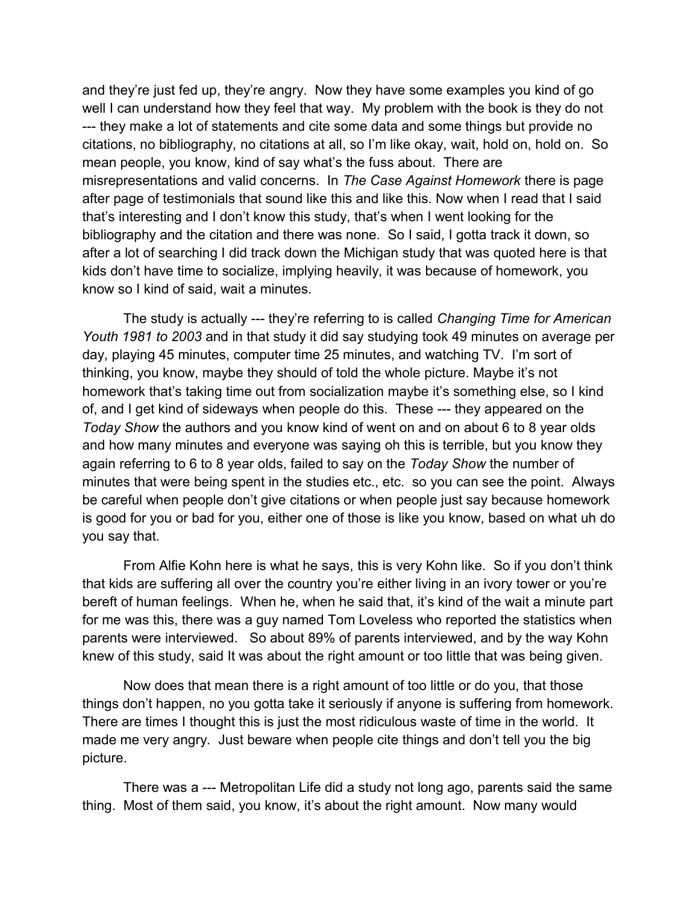and they're just fed up, they're angry. Now they have some examples you kind of go well I can understand how they feel that way. My problem with the book is they do not --- they make a lot of statements and cite some data and some things but provide no citations, no bibliography, no citations at all, so I'm like okay, wait, hold on, hold on. So mean people, you know, kind of say what's the fuss about. There are misrepresentations and valid concerns. In *The Case Against Homework* there is page after page of testimonials that sound like this and like this. Now when I read that I said that's interesting and I don't know this study, that's when I went looking for the bibliography and the citation and there was none. So I said, I gotta track it down, so after a lot of searching I did track down the Michigan study that was quoted here is that kids don't have time to socialize, implying heavily, it was because of homework, you know so I kind of said, wait a minutes.

The study is actually --- they're referring to is called *Changing Time for American Youth 1981 to 2003* and in that study it did say studying took 49 minutes on average per day, playing 45 minutes, computer time 25 minutes, and watching TV. I'm sort of thinking, you know, maybe they should of told the whole picture. Maybe it's not homework that's taking time out from socialization maybe it's something else, so I kind of, and I get kind of sideways when people do this. These --- they appeared on the *Today Show* the authors and you know kind of went on and on about 6 to 8 year olds and how many minutes and everyone was saying oh this is terrible, but you know they again referring to 6 to 8 year olds, failed to say on the *Today Show* the number of minutes that were being spent in the studies etc., etc. so you can see the point. Always be careful when people don't give citations or when people just say because homework is good for you or bad for you, either one of those is like you know, based on what uh do you say that.

From Alfie Kohn here is what he says, this is very Kohn like. So if you don't think that kids are suffering all over the country you're either living in an ivory tower or you're bereft of human feelings. When he, when he said that, it's kind of the wait a minute part for me was this, there was a guy named Tom Loveless who reported the statistics when parents were interviewed. So about 89% of parents interviewed, and by the way Kohn knew of this study, said It was about the right amount or too little that was being given.

Now does that mean there is a right amount of too little or do you, that those things don't happen, no you gotta take it seriously if anyone is suffering from homework. There are times I thought this is just the most ridiculous waste of time in the world. It made me very angry. Just beware when people cite things and don't tell you the big picture.

There was a --- Metropolitan Life did a study not long ago, parents said the same thing. Most of them said, you know, it's about the right amount. Now many would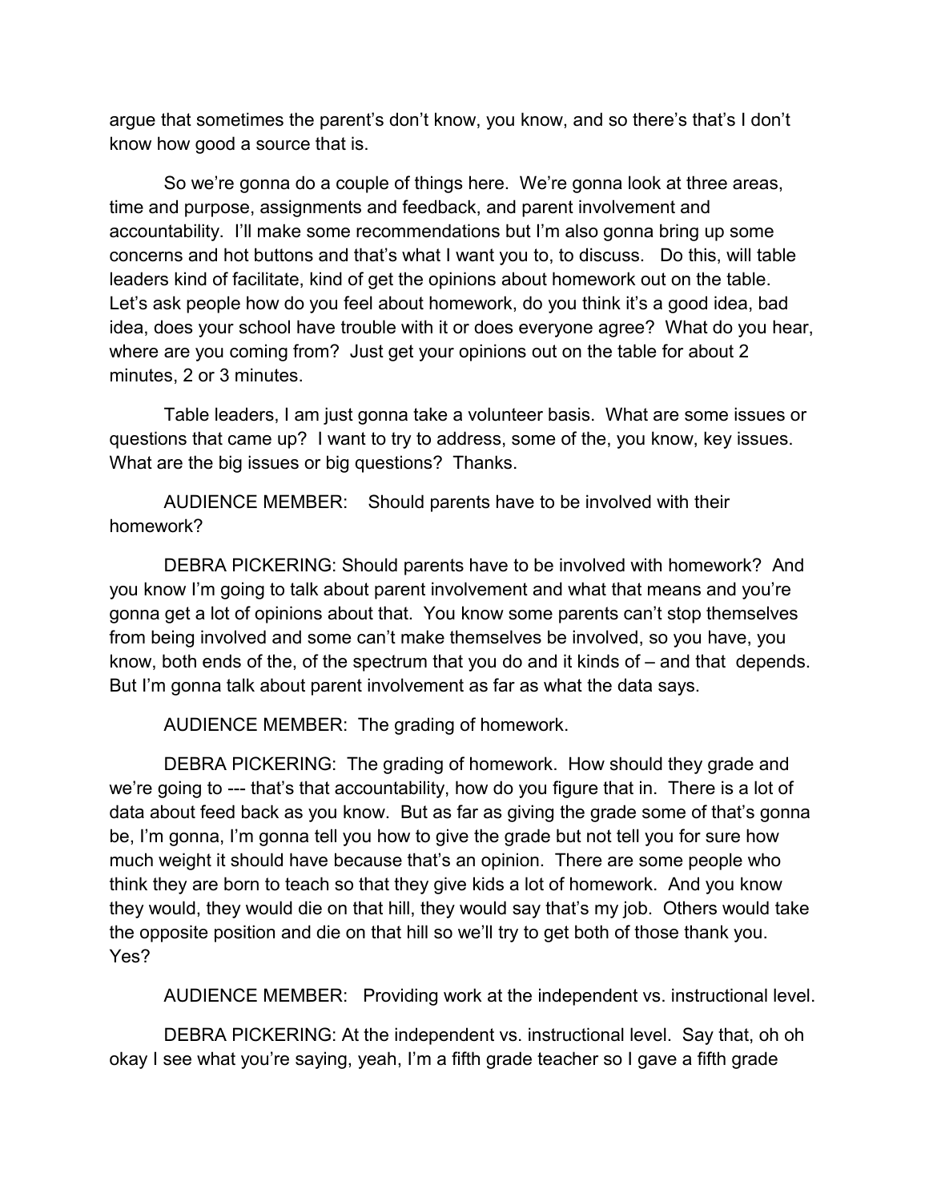argue that sometimes the parent's don't know, you know, and so there's that's I don't know how good a source that is.

So we're gonna do a couple of things here. We're gonna look at three areas, time and purpose, assignments and feedback, and parent involvement and accountability. I'll make some recommendations but I'm also gonna bring up some concerns and hot buttons and that's what I want you to, to discuss. Do this, will table leaders kind of facilitate, kind of get the opinions about homework out on the table. Let's ask people how do you feel about homework, do you think it's a good idea, bad idea, does your school have trouble with it or does everyone agree? What do you hear, where are you coming from? Just get your opinions out on the table for about 2 minutes, 2 or 3 minutes.

Table leaders, I am just gonna take a volunteer basis. What are some issues or questions that came up? I want to try to address, some of the, you know, key issues. What are the big issues or big questions? Thanks.

AUDIENCE MEMBER: Should parents have to be involved with their homework?

DEBRA PICKERING: Should parents have to be involved with homework? And you know I'm going to talk about parent involvement and what that means and you're gonna get a lot of opinions about that. You know some parents can't stop themselves from being involved and some can't make themselves be involved, so you have, you know, both ends of the, of the spectrum that you do and it kinds of – and that depends. But I'm gonna talk about parent involvement as far as what the data says.

AUDIENCE MEMBER: The grading of homework.

DEBRA PICKERING: The grading of homework. How should they grade and we're going to --- that's that accountability, how do you figure that in. There is a lot of data about feed back as you know. But as far as giving the grade some of that's gonna be, I'm gonna, I'm gonna tell you how to give the grade but not tell you for sure how much weight it should have because that's an opinion. There are some people who think they are born to teach so that they give kids a lot of homework. And you know they would, they would die on that hill, they would say that's my job. Others would take the opposite position and die on that hill so we'll try to get both of those thank you. Yes?

AUDIENCE MEMBER: Providing work at the independent vs. instructional level.

DEBRA PICKERING: At the independent vs. instructional level. Say that, oh oh okay I see what you're saying, yeah, I'm a fifth grade teacher so I gave a fifth grade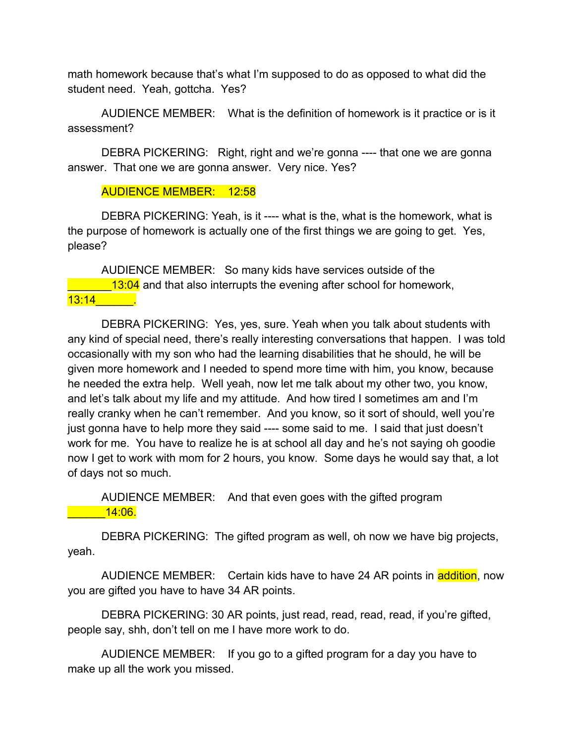math homework because that's what I'm supposed to do as opposed to what did the student need. Yeah, gottcha. Yes?

AUDIENCE MEMBER: What is the definition of homework is it practice or is it assessment?

DEBRA PICKERING: Right, right and we're gonna ---- that one we are gonna answer. That one we are gonna answer. Very nice. Yes?

AUDIENCE MEMBER: 12:58

DEBRA PICKERING: Yeah, is it ---- what is the, what is the homework, what is the purpose of homework is actually one of the first things we are going to get. Yes, please?

AUDIENCE MEMBER: So many kids have services outside of the _______13:04 and that also interrupts the evening after school for homework, 13:14______.

DEBRA PICKERING: Yes, yes, sure. Yeah when you talk about students with any kind of special need, there's really interesting conversations that happen. I was told occasionally with my son who had the learning disabilities that he should, he will be given more homework and I needed to spend more time with him, you know, because he needed the extra help. Well yeah, now let me talk about my other two, you know, and let's talk about my life and my attitude. And how tired I sometimes am and I'm really cranky when he can't remember. And you know, so it sort of should, well you're just gonna have to help more they said ---- some said to me. I said that just doesn't work for me. You have to realize he is at school all day and he's not saying oh goodie now I get to work with mom for 2 hours, you know. Some days he would say that, a lot of days not so much.

AUDIENCE MEMBER: And that even goes with the gifted program ______14:06.

DEBRA PICKERING: The gifted program as well, oh now we have big projects, yeah.

AUDIENCE MEMBER: Certain kids have to have 24 AR points in addition, now you are gifted you have to have 34 AR points.

DEBRA PICKERING: 30 AR points, just read, read, read, read, if you're gifted, people say, shh, don't tell on me I have more work to do.

AUDIENCE MEMBER: If you go to a gifted program for a day you have to make up all the work you missed.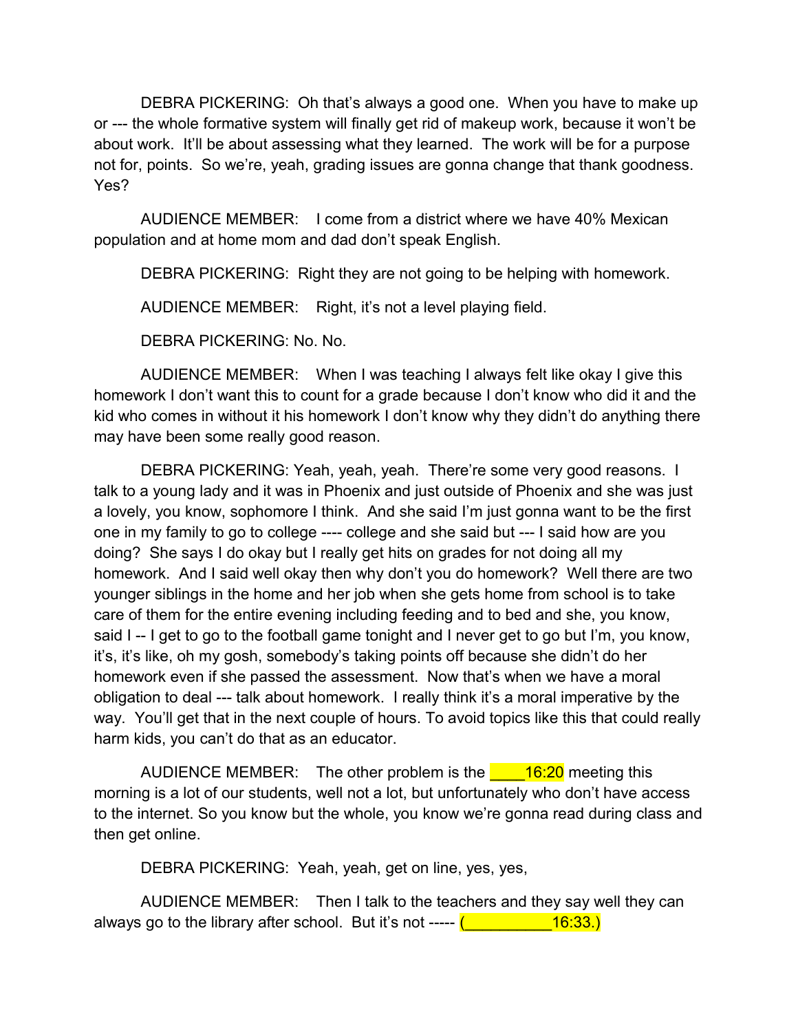DEBRA PICKERING: Oh that's always a good one. When you have to make up or --- the whole formative system will finally get rid of makeup work, because it won't be about work. It'll be about assessing what they learned. The work will be for a purpose not for, points. So we're, yeah, grading issues are gonna change that thank goodness. Yes?

AUDIENCE MEMBER: I come from a district where we have 40% Mexican population and at home mom and dad don't speak English.

DEBRA PICKERING: Right they are not going to be helping with homework.

AUDIENCE MEMBER: Right, it's not a level playing field.

DEBRA PICKERING: No. No.

AUDIENCE MEMBER: When I was teaching I always felt like okay I give this homework I don't want this to count for a grade because I don't know who did it and the kid who comes in without it his homework I don't know why they didn't do anything there may have been some really good reason.

DEBRA PICKERING: Yeah, yeah, yeah. There're some very good reasons. I talk to a young lady and it was in Phoenix and just outside of Phoenix and she was just a lovely, you know, sophomore I think. And she said I'm just gonna want to be the first one in my family to go to college ---- college and she said but --- I said how are you doing? She says I do okay but I really get hits on grades for not doing all my homework. And I said well okay then why don't you do homework? Well there are two younger siblings in the home and her job when she gets home from school is to take care of them for the entire evening including feeding and to bed and she, you know, said I -- I get to go to the football game tonight and I never get to go but I'm, you know, it's, it's like, oh my gosh, somebody's taking points off because she didn't do her homework even if she passed the assessment. Now that's when we have a moral obligation to deal --- talk about homework. I really think it's a moral imperative by the way. You'll get that in the next couple of hours. To avoid topics like this that could really harm kids, you can't do that as an educator.

AUDIENCE MEMBER: The other problem is the ____16:20 meeting this morning is a lot of our students, well not a lot, but unfortunately who don't have access to the internet. So you know but the whole, you know we're gonna read during class and then get online.

DEBRA PICKERING: Yeah, yeah, get on line, yes, yes,

AUDIENCE MEMBER: Then I talk to the teachers and they say well they can always go to the library after school. But it's not ----- (__________16:33.)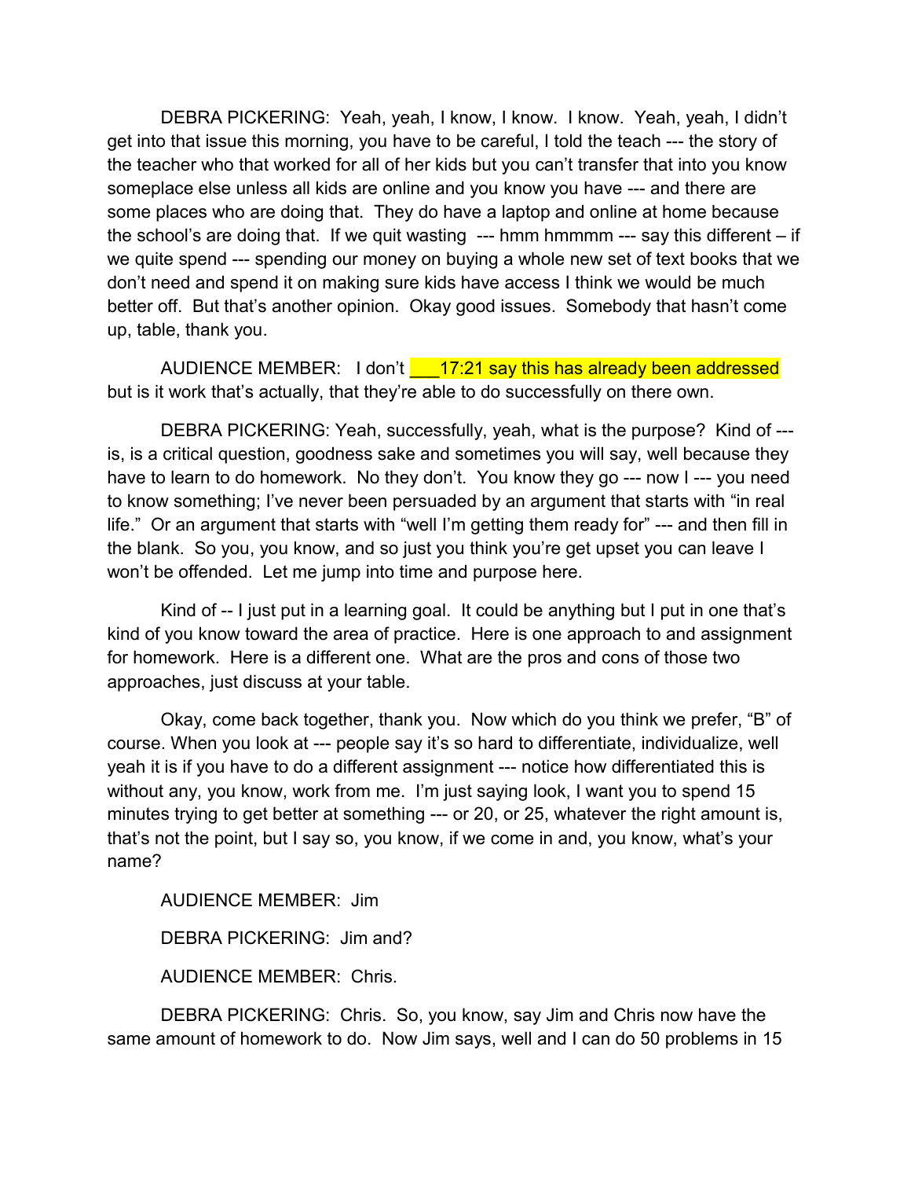DEBRA PICKERING: Yeah, yeah, I know, I know. I know. Yeah, yeah, I didn't get into that issue this morning, you have to be careful, I told the teach --- the story of the teacher who that worked for all of her kids but you can't transfer that into you know someplace else unless all kids are online and you know you have --- and there are some places who are doing that. They do have a laptop and online at home because the school's are doing that. If we quit wasting --- hmm hmmmm --- say this different – if we quite spend --- spending our money on buying a whole new set of text books that we don't need and spend it on making sure kids have access I think we would be much better off. But that's another opinion. Okay good issues. Somebody that hasn't come up, table, thank you.

AUDIENCE MEMBER: I don't ___17:21 say this has already been addressed but is it work that's actually, that they're able to do successfully on there own.

DEBRA PICKERING: Yeah, successfully, yeah, what is the purpose? Kind of --- is, is a critical question, goodness sake and sometimes you will say, well because they have to learn to do homework. No they don't. You know they go --- now I --- you need to know something; I've never been persuaded by an argument that starts with "in real life." Or an argument that starts with "well I'm getting them ready for" --- and then fill in the blank. So you, you know, and so just you think you're get upset you can leave I won't be offended. Let me jump into time and purpose here.

Kind of -- I just put in a learning goal. It could be anything but I put in one that's kind of you know toward the area of practice. Here is one approach to and assignment for homework. Here is a different one. What are the pros and cons of those two approaches, just discuss at your table.

Okay, come back together, thank you. Now which do you think we prefer, "B" of course. When you look at --- people say it's so hard to differentiate, individualize, well yeah it is if you have to do a different assignment --- notice how differentiated this is without any, you know, work from me. I'm just saying look, I want you to spend 15 minutes trying to get better at something --- or 20, or 25, whatever the right amount is, that's not the point, but I say so, you know, if we come in and, you know, what's your name?

AUDIENCE MEMBER: Jim

DEBRA PICKERING: Jim and?

AUDIENCE MEMBER: Chris.

DEBRA PICKERING: Chris. So, you know, say Jim and Chris now have the same amount of homework to do. Now Jim says, well and I can do 50 problems in 15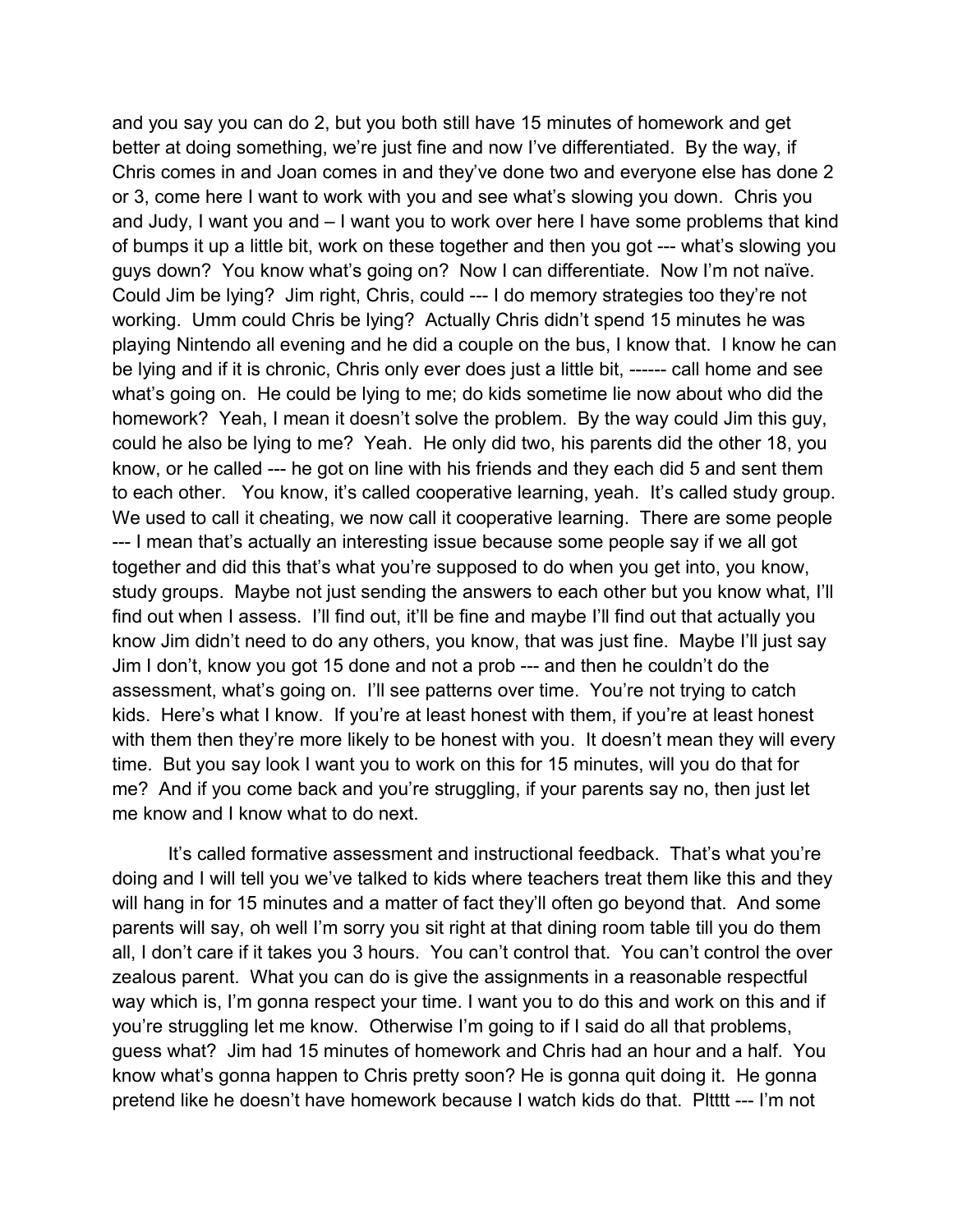and you say you can do 2, but you both still have 15 minutes of homework and get better at doing something, we're just fine and now I've differentiated. By the way, if Chris comes in and Joan comes in and they've done two and everyone else has done 2 or 3, come here I want to work with you and see what's slowing you down. Chris you and Judy, I want you and – I want you to work over here I have some problems that kind of bumps it up a little bit, work on these together and then you got --- what's slowing you guys down? You know what's going on? Now I can differentiate. Now I'm not naïve. Could Jim be lying? Jim right, Chris, could --- I do memory strategies too they're not working. Umm could Chris be lying? Actually Chris didn't spend 15 minutes he was playing Nintendo all evening and he did a couple on the bus, I know that. I know he can be lying and if it is chronic, Chris only ever does just a little bit, ------ call home and see what's going on. He could be lying to me; do kids sometime lie now about who did the homework? Yeah, I mean it doesn't solve the problem. By the way could Jim this guy, could he also be lying to me? Yeah. He only did two, his parents did the other 18, you know, or he called --- he got on line with his friends and they each did 5 and sent them to each other. You know, it's called cooperative learning, yeah. It's called study group. We used to call it cheating, we now call it cooperative learning. There are some people --- I mean that's actually an interesting issue because some people say if we all got together and did this that's what you're supposed to do when you get into, you know, study groups. Maybe not just sending the answers to each other but you know what, I'll find out when I assess. I'll find out, it'll be fine and maybe I'll find out that actually you know Jim didn't need to do any others, you know, that was just fine. Maybe I'll just say Jim I don't, know you got 15 done and not a prob --- and then he couldn't do the assessment, what's going on. I'll see patterns over time. You're not trying to catch kids. Here's what I know. If you're at least honest with them, if you're at least honest with them then they're more likely to be honest with you. It doesn't mean they will every time. But you say look I want you to work on this for 15 minutes, will you do that for me? And if you come back and you're struggling, if your parents say no, then just let me know and I know what to do next.

It's called formative assessment and instructional feedback. That's what you're doing and I will tell you we've talked to kids where teachers treat them like this and they will hang in for 15 minutes and a matter of fact they'll often go beyond that. And some parents will say, oh well I'm sorry you sit right at that dining room table till you do them all, I don't care if it takes you 3 hours. You can't control that. You can't control the over zealous parent. What you can do is give the assignments in a reasonable respectful way which is, I'm gonna respect your time. I want you to do this and work on this and if you're struggling let me know. Otherwise I'm going to if I said do all that problems, guess what? Jim had 15 minutes of homework and Chris had an hour and a half. You know what's gonna happen to Chris pretty soon? He is gonna quit doing it. He gonna pretend like he doesn't have homework because I watch kids do that. Pltttt --- I'm not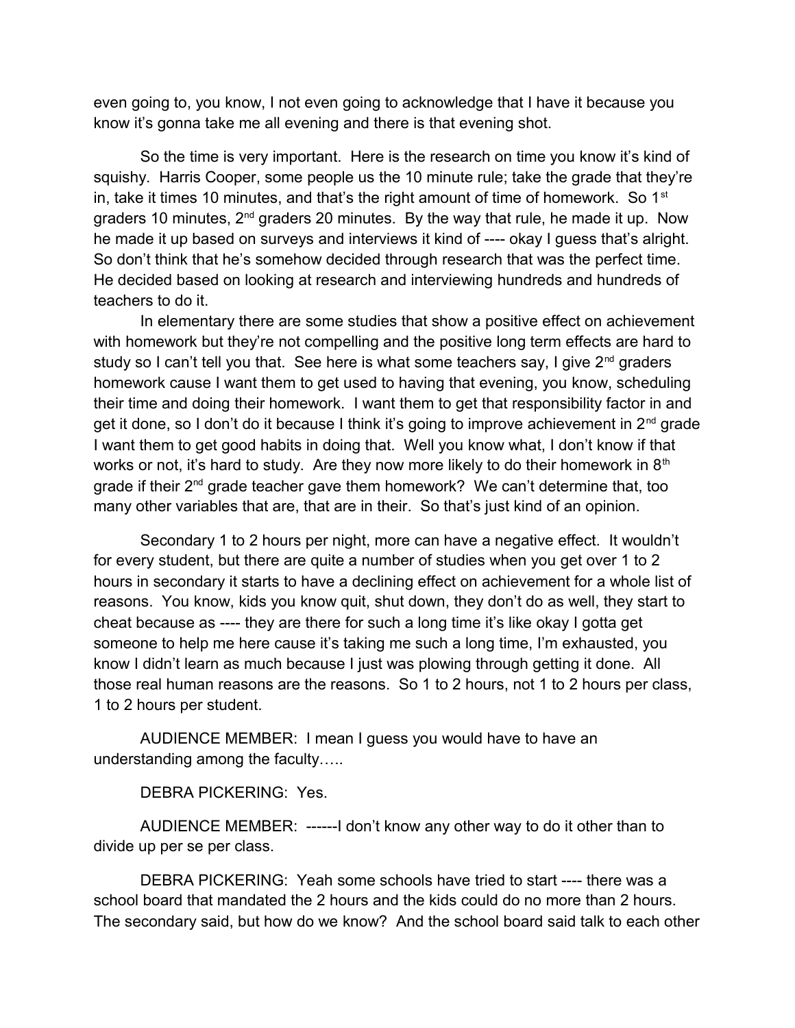even going to, you know, I not even going to acknowledge that I have it because you know it's gonna take me all evening and there is that evening shot.

So the time is very important. Here is the research on time you know it's kind of squishy. Harris Cooper, some people us the 10 minute rule; take the grade that they're in, take it times 10 minutes, and that's the right amount of time of homework. So 1st graders 10 minutes, 2nd graders 20 minutes. By the way that rule, he made it up. Now he made it up based on surveys and interviews it kind of ---- okay I guess that's alright. So don't think that he's somehow decided through research that was the perfect time. He decided based on looking at research and interviewing hundreds and hundreds of teachers to do it.

In elementary there are some studies that show a positive effect on achievement with homework but they're not compelling and the positive long term effects are hard to study so I can't tell you that. See here is what some teachers say, I give 2nd graders homework cause I want them to get used to having that evening, you know, scheduling their time and doing their homework. I want them to get that responsibility factor in and get it done, so I don't do it because I think it's going to improve achievement in 2nd grade I want them to get good habits in doing that. Well you know what, I don't know if that works or not, it's hard to study. Are they now more likely to do their homework in 8th grade if their 2nd grade teacher gave them homework? We can't determine that, too many other variables that are, that are in their. So that's just kind of an opinion.

Secondary 1 to 2 hours per night, more can have a negative effect. It wouldn't for every student, but there are quite a number of studies when you get over 1 to 2 hours in secondary it starts to have a declining effect on achievement for a whole list of reasons. You know, kids you know quit, shut down, they don't do as well, they start to cheat because as ---- they are there for such a long time it's like okay I gotta get someone to help me here cause it's taking me such a long time, I'm exhausted, you know I didn't learn as much because I just was plowing through getting it done. All those real human reasons are the reasons. So 1 to 2 hours, not 1 to 2 hours per class, 1 to 2 hours per student.

AUDIENCE MEMBER: I mean I guess you would have to have an understanding among the faculty…..

DEBRA PICKERING: Yes.

AUDIENCE MEMBER: ------I don't know any other way to do it other than to divide up per se per class.

DEBRA PICKERING: Yeah some schools have tried to start ---- there was a school board that mandated the 2 hours and the kids could do no more than 2 hours. The secondary said, but how do we know? And the school board said talk to each other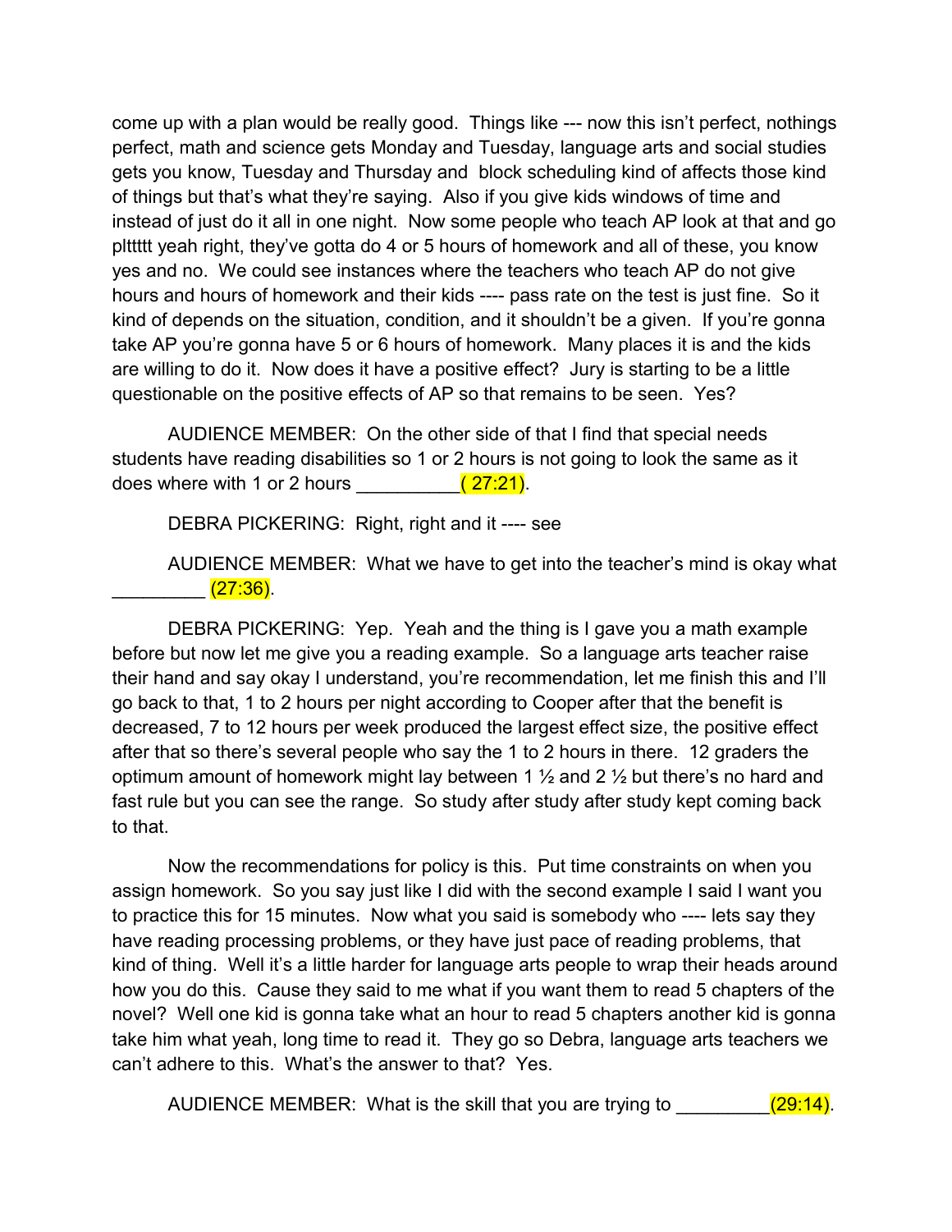come up with a plan would be really good. Things like --- now this isn't perfect, nothings perfect, math and science gets Monday and Tuesday, language arts and social studies gets you know, Tuesday and Thursday and block scheduling kind of affects those kind of things but that's what they're saying. Also if you give kids windows of time and instead of just do it all in one night. Now some people who teach AP look at that and go plttttt yeah right, they've gotta do 4 or 5 hours of homework and all of these, you know yes and no. We could see instances where the teachers who teach AP do not give hours and hours of homework and their kids ---- pass rate on the test is just fine. So it kind of depends on the situation, condition, and it shouldn't be a given. If you're gonna take AP you're gonna have 5 or 6 hours of homework. Many places it is and the kids are willing to do it. Now does it have a positive effect? Jury is starting to be a little questionable on the positive effects of AP so that remains to be seen. Yes?

AUDIENCE MEMBER: On the other side of that I find that special needs students have reading disabilities so 1 or 2 hours is not going to look the same as it does where with 1 or 2 hours __________( 27:21).

DEBRA PICKERING: Right, right and it ---- see

AUDIENCE MEMBER: What we have to get into the teacher's mind is okay what _________ (27:36).

DEBRA PICKERING: Yep. Yeah and the thing is I gave you a math example before but now let me give you a reading example. So a language arts teacher raise their hand and say okay I understand, you're recommendation, let me finish this and I'll go back to that, 1 to 2 hours per night according to Cooper after that the benefit is decreased, 7 to 12 hours per week produced the largest effect size, the positive effect after that so there's several people who say the 1 to 2 hours in there. 12 graders the optimum amount of homework might lay between 1 ½ and 2 ½ but there's no hard and fast rule but you can see the range. So study after study after study kept coming back to that.

Now the recommendations for policy is this. Put time constraints on when you assign homework. So you say just like I did with the second example I said I want you to practice this for 15 minutes. Now what you said is somebody who ---- lets say they have reading processing problems, or they have just pace of reading problems, that kind of thing. Well it's a little harder for language arts people to wrap their heads around how you do this. Cause they said to me what if you want them to read 5 chapters of the novel? Well one kid is gonna take what an hour to read 5 chapters another kid is gonna take him what yeah, long time to read it. They go so Debra, language arts teachers we can't adhere to this. What's the answer to that? Yes.

AUDIENCE MEMBER: What is the skill that you are trying to _________(29:14).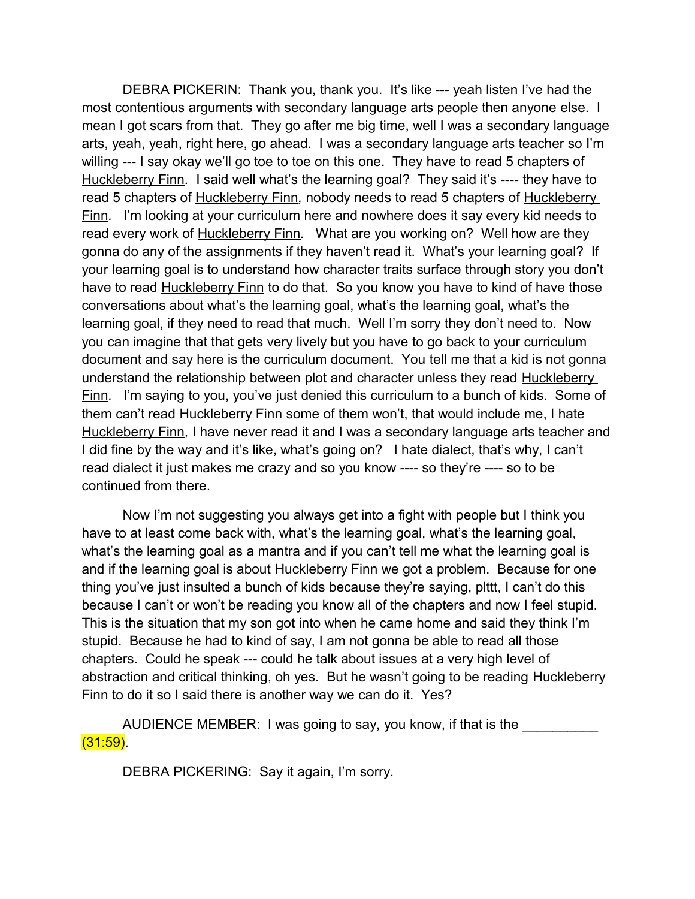DEBRA PICKERIN: Thank you, thank you. It's like --- yeah listen I've had the most contentious arguments with secondary language arts people then anyone else. I mean I got scars from that. They go after me big time, well I was a secondary language arts, yeah, yeah, right here, go ahead. I was a secondary language arts teacher so I'm willing --- I say okay we'll go toe to toe on this one. They have to read 5 chapters of Huckleberry Finn. I said well what's the learning goal? They said it's ---- they have to read 5 chapters of Huckleberry Finn, nobody needs to read 5 chapters of Huckleberry Finn. I'm looking at your curriculum here and nowhere does it say every kid needs to read every work of Huckleberry Finn. What are you working on? Well how are they gonna do any of the assignments if they haven't read it. What's your learning goal? If your learning goal is to understand how character traits surface through story you don't have to read Huckleberry Finn to do that. So you know you have to kind of have those conversations about what's the learning goal, what's the learning goal, what's the learning goal, if they need to read that much. Well I'm sorry they don't need to. Now you can imagine that that gets very lively but you have to go back to your curriculum document and say here is the curriculum document. You tell me that a kid is not gonna understand the relationship between plot and character unless they read Huckleberry Finn. I'm saying to you, you've just denied this curriculum to a bunch of kids. Some of them can't read Huckleberry Finn some of them won't, that would include me, I hate Huckleberry Finn, I have never read it and I was a secondary language arts teacher and I did fine by the way and it's like, what's going on? I hate dialect, that's why, I can't read dialect it just makes me crazy and so you know ---- so they're ---- so to be continued from there.

Now I'm not suggesting you always get into a fight with people but I think you have to at least come back with, what's the learning goal, what's the learning goal, what's the learning goal as a mantra and if you can't tell me what the learning goal is and if the learning goal is about Huckleberry Finn we got a problem. Because for one thing you've just insulted a bunch of kids because they're saying, plttt, I can't do this because I can't or won't be reading you know all of the chapters and now I feel stupid. This is the situation that my son got into when he came home and said they think I'm stupid. Because he had to kind of say, I am not gonna be able to read all those chapters. Could he speak --- could he talk about issues at a very high level of abstraction and critical thinking, oh yes. But he wasn't going to be reading Huckleberry Finn to do it so I said there is another way we can do it. Yes?

AUDIENCE MEMBER: I was going to say, you know, if that is the __________ (31:59).

DEBRA PICKERING: Say it again, I'm sorry.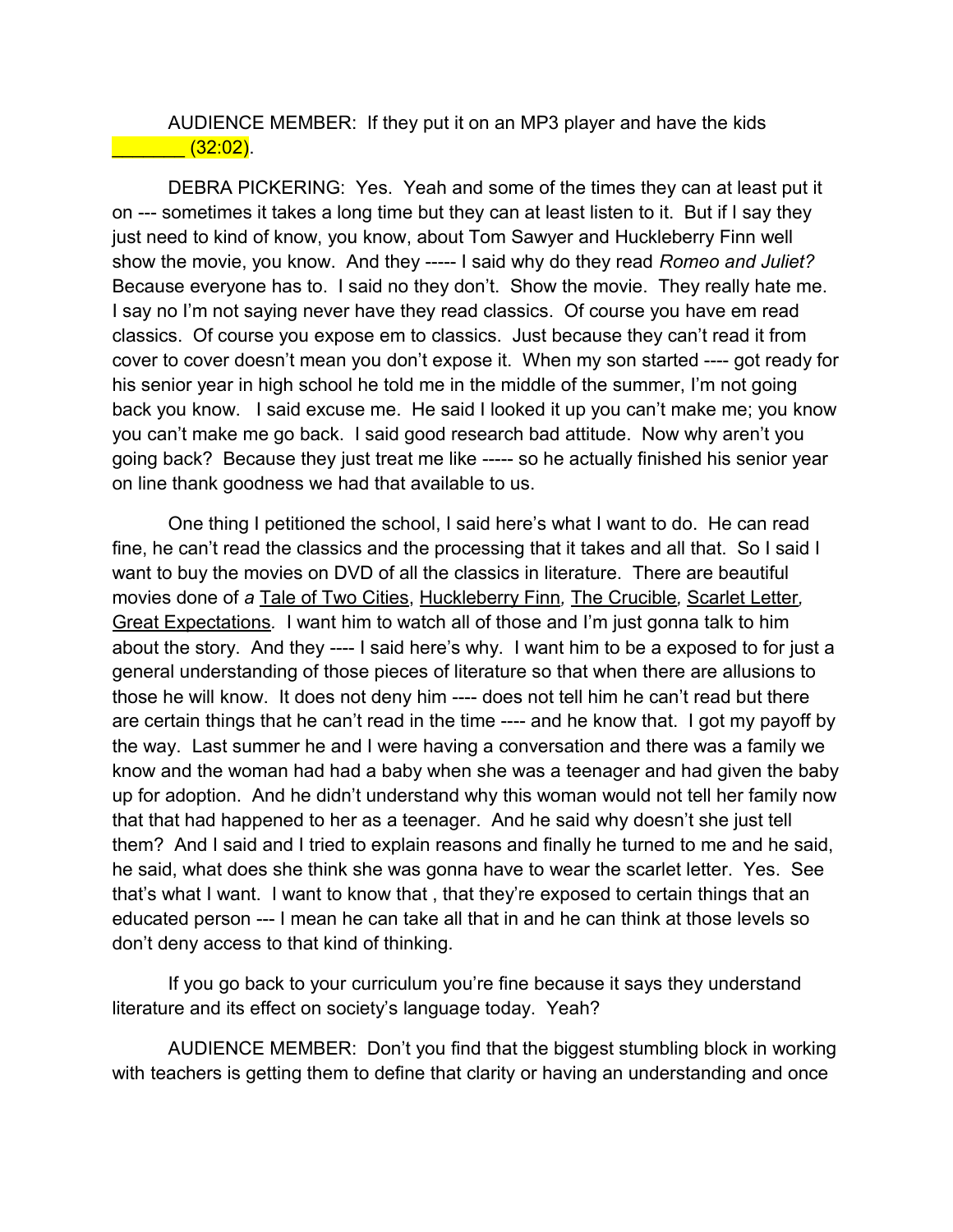AUDIENCE MEMBER: If they put it on an MP3 player and have the kids _______ (32:02).

DEBRA PICKERING: Yes. Yeah and some of the times they can at least put it on --- sometimes it takes a long time but they can at least listen to it. But if I say they just need to kind of know, you know, about Tom Sawyer and Huckleberry Finn well show the movie, you know. And they ----- I said why do they read *Romeo and Juliet?* Because everyone has to. I said no they don't. Show the movie. They really hate me. I say no I'm not saying never have they read classics. Of course you have em read classics. Of course you expose em to classics. Just because they can't read it from cover to cover doesn't mean you don't expose it. When my son started ---- got ready for his senior year in high school he told me in the middle of the summer, I'm not going back you know. I said excuse me. He said I looked it up you can't make me; you know you can't make me go back. I said good research bad attitude. Now why aren't you going back? Because they just treat me like ----- so he actually finished his senior year on line thank goodness we had that available to us.

One thing I petitioned the school, I said here's what I want to do. He can read fine, he can't read the classics and the processing that it takes and all that. So I said I want to buy the movies on DVD of all the classics in literature. There are beautiful movies done of *a* Tale of Two Cities, Huckleberry Finn, The Crucible, Scarlet Letter, Great Expectations. I want him to watch all of those and I'm just gonna talk to him about the story. And they ---- I said here's why. I want him to be a exposed to for just a general understanding of those pieces of literature so that when there are allusions to those he will know. It does not deny him ---- does not tell him he can't read but there are certain things that he can't read in the time ---- and he know that. I got my payoff by the way. Last summer he and I were having a conversation and there was a family we know and the woman had had a baby when she was a teenager and had given the baby up for adoption. And he didn't understand why this woman would not tell her family now that that had happened to her as a teenager. And he said why doesn't she just tell them? And I said and I tried to explain reasons and finally he turned to me and he said, he said, what does she think she was gonna have to wear the scarlet letter. Yes. See that's what I want. I want to know that , that they're exposed to certain things that an educated person --- I mean he can take all that in and he can think at those levels so don't deny access to that kind of thinking.

If you go back to your curriculum you're fine because it says they understand literature and its effect on society's language today. Yeah?

AUDIENCE MEMBER: Don't you find that the biggest stumbling block in working with teachers is getting them to define that clarity or having an understanding and once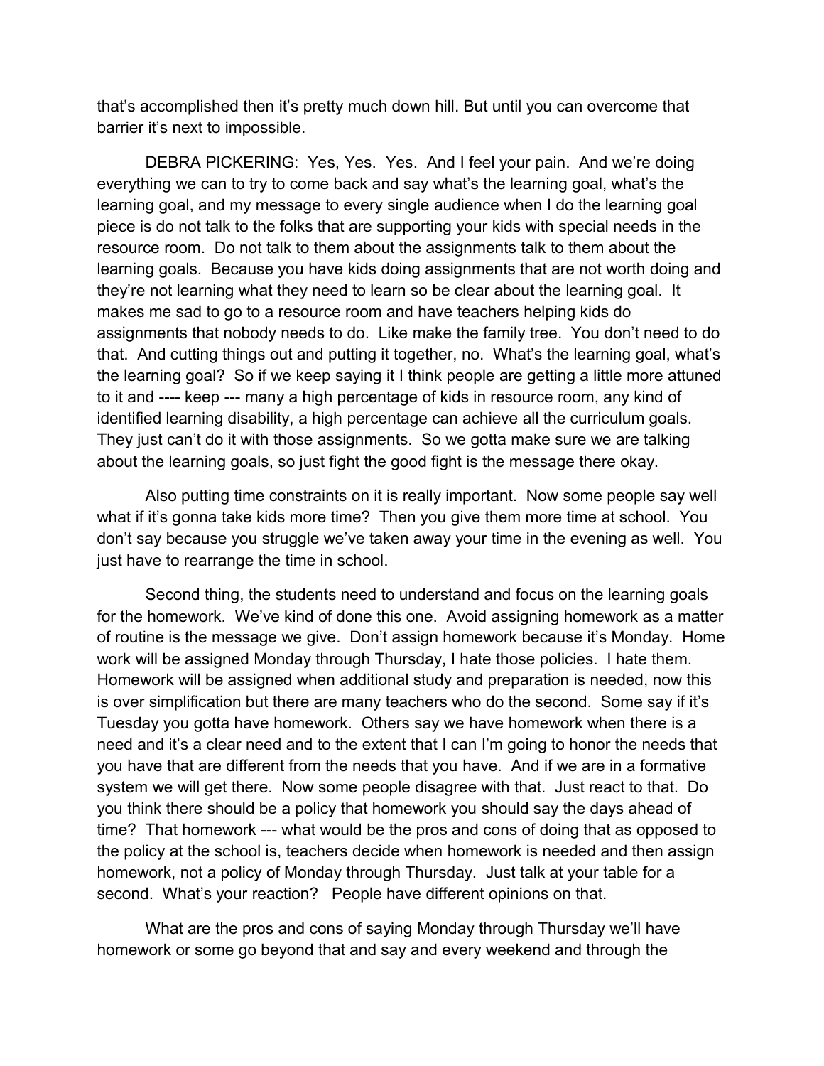that's accomplished then it's pretty much down hill. But until you can overcome that barrier it's next to impossible.

DEBRA PICKERING: Yes, Yes. Yes. And I feel your pain. And we're doing everything we can to try to come back and say what's the learning goal, what's the learning goal, and my message to every single audience when I do the learning goal piece is do not talk to the folks that are supporting your kids with special needs in the resource room. Do not talk to them about the assignments talk to them about the learning goals. Because you have kids doing assignments that are not worth doing and they're not learning what they need to learn so be clear about the learning goal. It makes me sad to go to a resource room and have teachers helping kids do assignments that nobody needs to do. Like make the family tree. You don't need to do that. And cutting things out and putting it together, no. What's the learning goal, what's the learning goal? So if we keep saying it I think people are getting a little more attuned to it and ---- keep --- many a high percentage of kids in resource room, any kind of identified learning disability, a high percentage can achieve all the curriculum goals. They just can't do it with those assignments. So we gotta make sure we are talking about the learning goals, so just fight the good fight is the message there okay.

Also putting time constraints on it is really important. Now some people say well what if it's gonna take kids more time? Then you give them more time at school. You don't say because you struggle we've taken away your time in the evening as well. You just have to rearrange the time in school.

Second thing, the students need to understand and focus on the learning goals for the homework. We've kind of done this one. Avoid assigning homework as a matter of routine is the message we give. Don't assign homework because it's Monday. Home work will be assigned Monday through Thursday, I hate those policies. I hate them. Homework will be assigned when additional study and preparation is needed, now this is over simplification but there are many teachers who do the second. Some say if it's Tuesday you gotta have homework. Others say we have homework when there is a need and it's a clear need and to the extent that I can I'm going to honor the needs that you have that are different from the needs that you have. And if we are in a formative system we will get there. Now some people disagree with that. Just react to that. Do you think there should be a policy that homework you should say the days ahead of time? That homework --- what would be the pros and cons of doing that as opposed to the policy at the school is, teachers decide when homework is needed and then assign homework, not a policy of Monday through Thursday. Just talk at your table for a second. What's your reaction? People have different opinions on that.

What are the pros and cons of saying Monday through Thursday we'll have homework or some go beyond that and say and every weekend and through the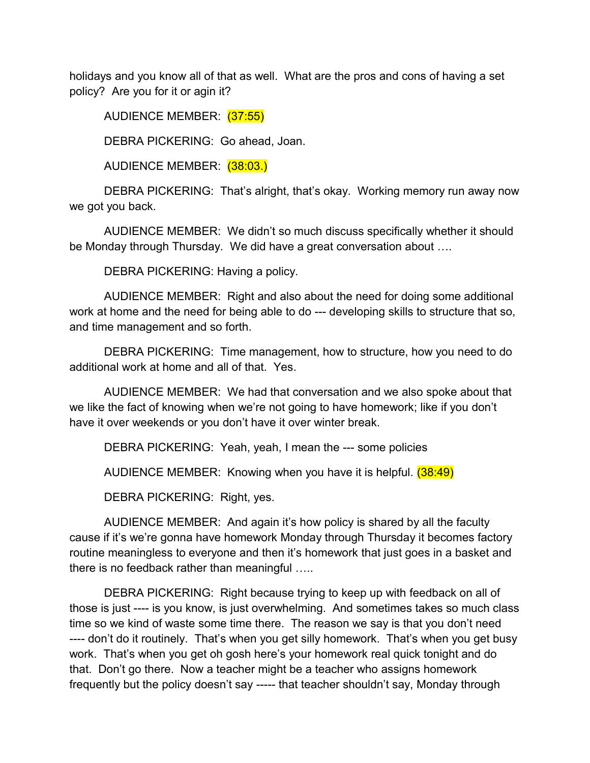holidays and you know all of that as well. What are the pros and cons of having a set policy? Are you for it or agin it?

AUDIENCE MEMBER: (37:55)

DEBRA PICKERING: Go ahead, Joan.

AUDIENCE MEMBER: (38:03.)

DEBRA PICKERING: That's alright, that's okay. Working memory run away now we got you back.

AUDIENCE MEMBER: We didn't so much discuss specifically whether it should be Monday through Thursday. We did have a great conversation about ….

DEBRA PICKERING: Having a policy.

AUDIENCE MEMBER: Right and also about the need for doing some additional work at home and the need for being able to do --- developing skills to structure that so, and time management and so forth.

DEBRA PICKERING: Time management, how to structure, how you need to do additional work at home and all of that. Yes.

AUDIENCE MEMBER: We had that conversation and we also spoke about that we like the fact of knowing when we're not going to have homework; like if you don't have it over weekends or you don't have it over winter break.

DEBRA PICKERING: Yeah, yeah, I mean the --- some policies

AUDIENCE MEMBER: Knowing when you have it is helpful. (38:49)

DEBRA PICKERING: Right, yes.

AUDIENCE MEMBER: And again it's how policy is shared by all the faculty cause if it's we're gonna have homework Monday through Thursday it becomes factory routine meaningless to everyone and then it's homework that just goes in a basket and there is no feedback rather than meaningful …..

DEBRA PICKERING: Right because trying to keep up with feedback on all of those is just ---- is you know, is just overwhelming. And sometimes takes so much class time so we kind of waste some time there. The reason we say is that you don't need ---- don't do it routinely. That's when you get silly homework. That's when you get busy work. That's when you get oh gosh here's your homework real quick tonight and do that. Don't go there. Now a teacher might be a teacher who assigns homework frequently but the policy doesn't say ----- that teacher shouldn't say, Monday through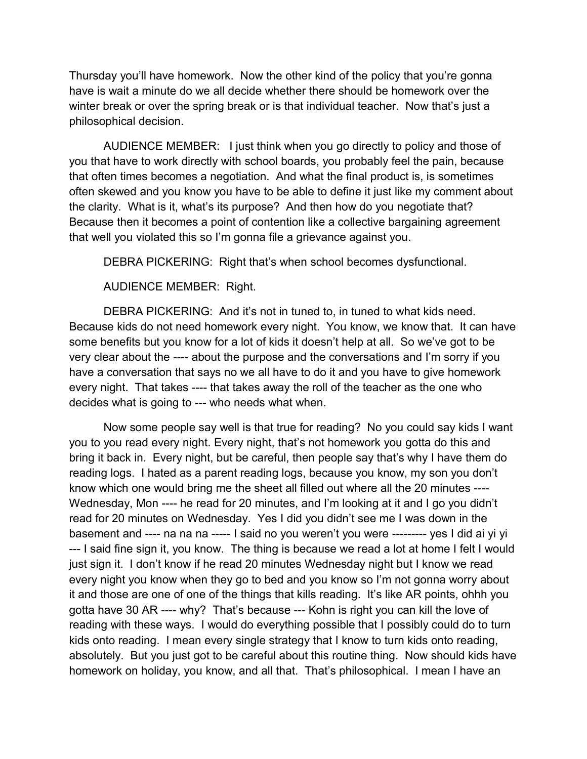Thursday you'll have homework. Now the other kind of the policy that you're gonna have is wait a minute do we all decide whether there should be homework over the winter break or over the spring break or is that individual teacher. Now that's just a philosophical decision.

AUDIENCE MEMBER: I just think when you go directly to policy and those of you that have to work directly with school boards, you probably feel the pain, because that often times becomes a negotiation. And what the final product is, is sometimes often skewed and you know you have to be able to define it just like my comment about the clarity. What is it, what's its purpose? And then how do you negotiate that? Because then it becomes a point of contention like a collective bargaining agreement that well you violated this so I'm gonna file a grievance against you.

DEBRA PICKERING: Right that's when school becomes dysfunctional.

AUDIENCE MEMBER: Right.

DEBRA PICKERING: And it's not in tuned to, in tuned to what kids need. Because kids do not need homework every night. You know, we know that. It can have some benefits but you know for a lot of kids it doesn't help at all. So we've got to be very clear about the ---- about the purpose and the conversations and I'm sorry if you have a conversation that says no we all have to do it and you have to give homework every night. That takes ---- that takes away the roll of the teacher as the one who decides what is going to --- who needs what when.

Now some people say well is that true for reading? No you could say kids I want you to you read every night. Every night, that's not homework you gotta do this and bring it back in. Every night, but be careful, then people say that's why I have them do reading logs. I hated as a parent reading logs, because you know, my son you don't know which one would bring me the sheet all filled out where all the 20 minutes ---- Wednesday, Mon ---- he read for 20 minutes, and I'm looking at it and I go you didn't read for 20 minutes on Wednesday. Yes I did you didn't see me I was down in the basement and ---- na na na ----- I said no you weren't you were --------- yes I did ai yi yi --- I said fine sign it, you know. The thing is because we read a lot at home I felt I would just sign it. I don't know if he read 20 minutes Wednesday night but I know we read every night you know when they go to bed and you know so I'm not gonna worry about it and those are one of one of the things that kills reading. It's like AR points, ohhh you gotta have 30 AR ---- why? That's because --- Kohn is right you can kill the love of reading with these ways. I would do everything possible that I possibly could do to turn kids onto reading. I mean every single strategy that I know to turn kids onto reading, absolutely. But you just got to be careful about this routine thing. Now should kids have homework on holiday, you know, and all that. That's philosophical. I mean I have an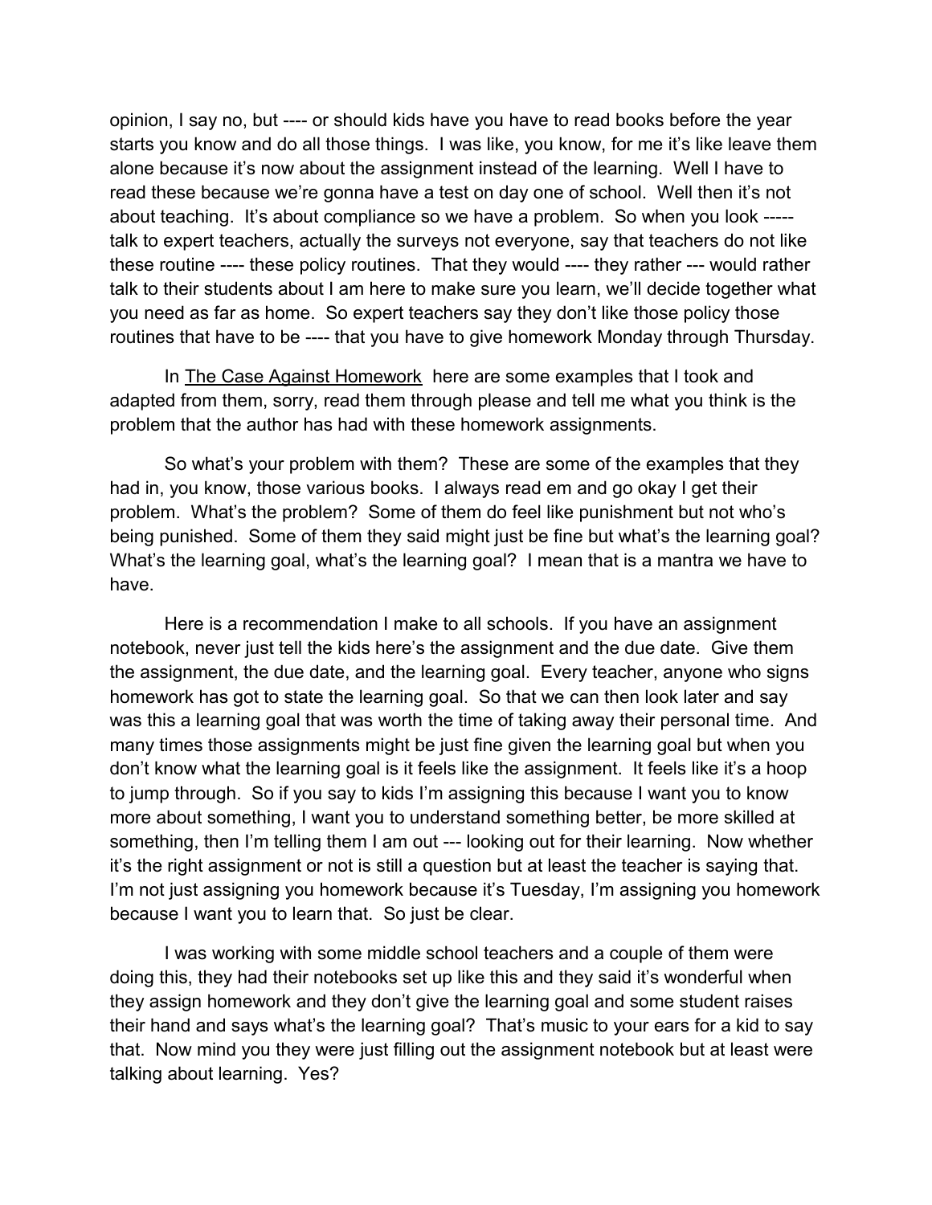opinion, I say no, but ---- or should kids have you have to read books before the year starts you know and do all those things. I was like, you know, for me it's like leave them alone because it's now about the assignment instead of the learning. Well I have to read these because we're gonna have a test on day one of school. Well then it's not about teaching. It's about compliance so we have a problem. So when you look ----- talk to expert teachers, actually the surveys not everyone, say that teachers do not like these routine ---- these policy routines. That they would ---- they rather --- would rather talk to their students about I am here to make sure you learn, we'll decide together what you need as far as home. So expert teachers say they don't like those policy those routines that have to be ---- that you have to give homework Monday through Thursday.

In <u>The Case Against Homework</u> here are some examples that I took and adapted from them, sorry, read them through please and tell me what you think is the problem that the author has had with these homework assignments.

So what's your problem with them? These are some of the examples that they had in, you know, those various books. I always read em and go okay I get their problem. What's the problem? Some of them do feel like punishment but not who's being punished. Some of them they said might just be fine but what's the learning goal? What's the learning goal, what's the learning goal? I mean that is a mantra we have to have.

Here is a recommendation I make to all schools. If you have an assignment notebook, never just tell the kids here's the assignment and the due date. Give them the assignment, the due date, and the learning goal. Every teacher, anyone who signs homework has got to state the learning goal. So that we can then look later and say was this a learning goal that was worth the time of taking away their personal time. And many times those assignments might be just fine given the learning goal but when you don't know what the learning goal is it feels like the assignment. It feels like it's a hoop to jump through. So if you say to kids I'm assigning this because I want you to know more about something, I want you to understand something better, be more skilled at something, then I'm telling them I am out --- looking out for their learning. Now whether it's the right assignment or not is still a question but at least the teacher is saying that. I'm not just assigning you homework because it's Tuesday, I'm assigning you homework because I want you to learn that. So just be clear.

I was working with some middle school teachers and a couple of them were doing this, they had their notebooks set up like this and they said it's wonderful when they assign homework and they don't give the learning goal and some student raises their hand and says what's the learning goal? That's music to your ears for a kid to say that. Now mind you they were just filling out the assignment notebook but at least were talking about learning. Yes?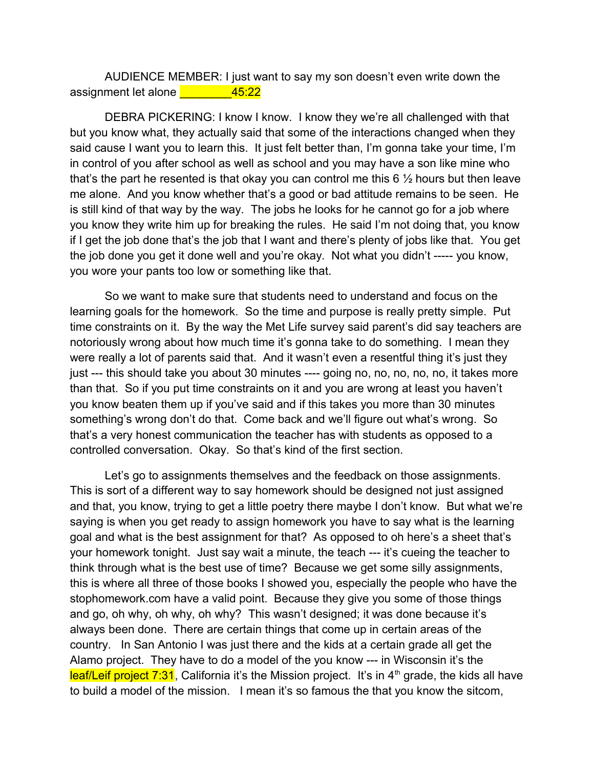AUDIENCE MEMBER: I just want to say my son doesn't even write down the assignment let alone ________45:22

DEBRA PICKERING: I know I know. I know they we're all challenged with that but you know what, they actually said that some of the interactions changed when they said cause I want you to learn this. It just felt better than, I'm gonna take your time, I'm in control of you after school as well as school and you may have a son like mine who that's the part he resented is that okay you can control me this 6 ½ hours but then leave me alone. And you know whether that's a good or bad attitude remains to be seen. He is still kind of that way by the way. The jobs he looks for he cannot go for a job where you know they write him up for breaking the rules. He said I'm not doing that, you know if I get the job done that's the job that I want and there's plenty of jobs like that. You get the job done you get it done well and you're okay. Not what you didn't ----- you know, you wore your pants too low or something like that.

So we want to make sure that students need to understand and focus on the learning goals for the homework. So the time and purpose is really pretty simple. Put time constraints on it. By the way the Met Life survey said parent's did say teachers are notoriously wrong about how much time it's gonna take to do something. I mean they were really a lot of parents said that. And it wasn't even a resentful thing it's just they just --- this should take you about 30 minutes ---- going no, no, no, no, no, it takes more than that. So if you put time constraints on it and you are wrong at least you haven't you know beaten them up if you've said and if this takes you more than 30 minutes something's wrong don't do that. Come back and we'll figure out what's wrong. So that's a very honest communication the teacher has with students as opposed to a controlled conversation. Okay. So that's kind of the first section.

Let's go to assignments themselves and the feedback on those assignments. This is sort of a different way to say homework should be designed not just assigned and that, you know, trying to get a little poetry there maybe I don't know. But what we're saying is when you get ready to assign homework you have to say what is the learning goal and what is the best assignment for that? As opposed to oh here's a sheet that's your homework tonight. Just say wait a minute, the teach --- it's cueing the teacher to think through what is the best use of time? Because we get some silly assignments, this is where all three of those books I showed you, especially the people who have the stophomework.com have a valid point. Because they give you some of those things and go, oh why, oh why, oh why? This wasn't designed; it was done because it's always been done. There are certain things that come up in certain areas of the country. In San Antonio I was just there and the kids at a certain grade all get the Alamo project. They have to do a model of the you know --- in Wisconsin it's the leaf/Leif project 7:31, California it's the Mission project. It's in 4th grade, the kids all have to build a model of the mission. I mean it's so famous the that you know the sitcom,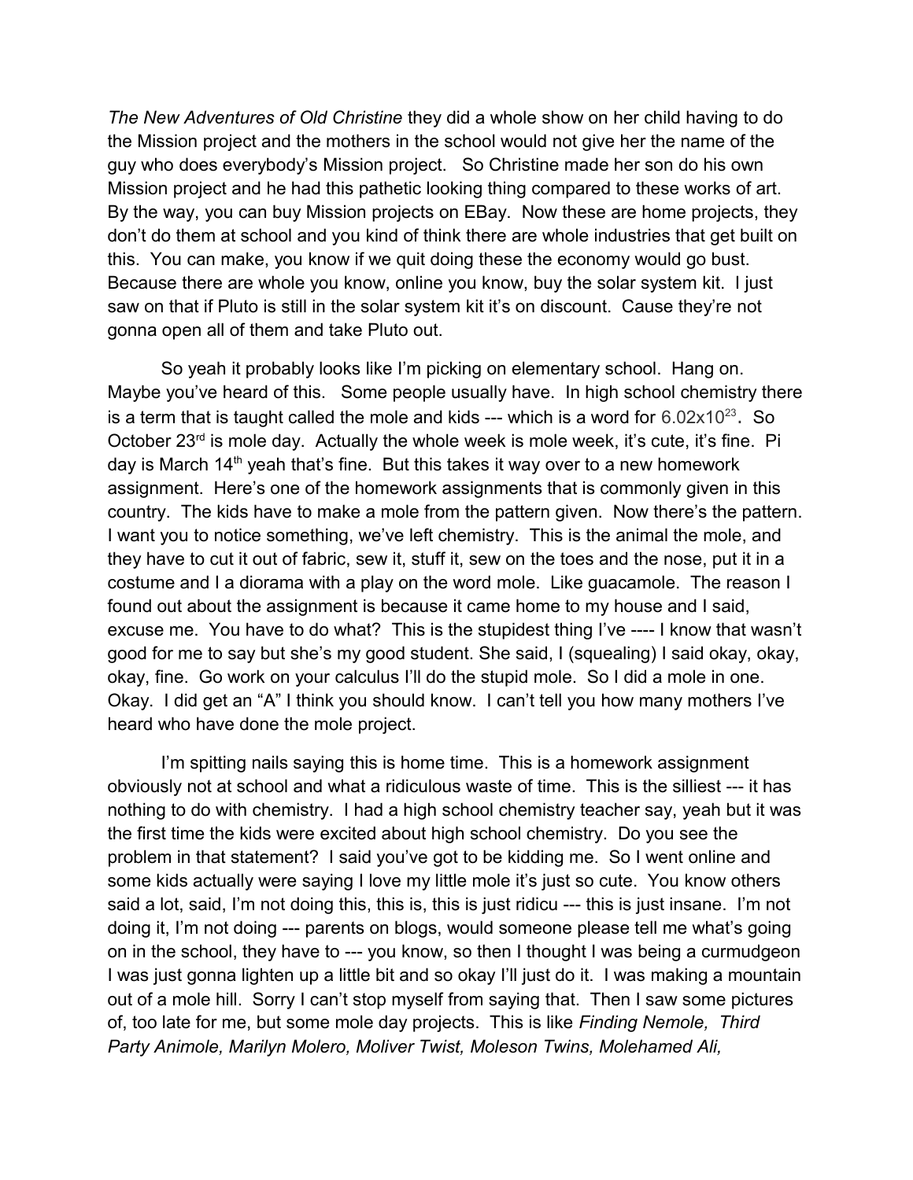*The New Adventures of Old Christine* they did a whole show on her child having to do the Mission project and the mothers in the school would not give her the name of the guy who does everybody's Mission project. So Christine made her son do his own Mission project and he had this pathetic looking thing compared to these works of art. By the way, you can buy Mission projects on EBay. Now these are home projects, they don't do them at school and you kind of think there are whole industries that get built on this. You can make, you know if we quit doing these the economy would go bust. Because there are whole you know, online you know, buy the solar system kit. I just saw on that if Pluto is still in the solar system kit it's on discount. Cause they're not gonna open all of them and take Pluto out.

So yeah it probably looks like I'm picking on elementary school. Hang on. Maybe you've heard of this. Some people usually have. In high school chemistry there is a term that is taught called the mole and kids --- which is a word for $6.02 \times 10^{23}$. So October 23rd is mole day. Actually the whole week is mole week, it's cute, it's fine. Pi day is March 14th yeah that's fine. But this takes it way over to a new homework assignment. Here's one of the homework assignments that is commonly given in this country. The kids have to make a mole from the pattern given. Now there's the pattern. I want you to notice something, we've left chemistry. This is the animal the mole, and they have to cut it out of fabric, sew it, stuff it, sew on the toes and the nose, put it in a costume and I a diorama with a play on the word mole. Like guacamole. The reason I found out about the assignment is because it came home to my house and I said, excuse me. You have to do what? This is the stupidest thing I've ---- I know that wasn't good for me to say but she's my good student. She said, I (squealing) I said okay, okay, okay, fine. Go work on your calculus I'll do the stupid mole. So I did a mole in one. Okay. I did get an "A" I think you should know. I can't tell you how many mothers I've heard who have done the mole project.

I'm spitting nails saying this is home time. This is a homework assignment obviously not at school and what a ridiculous waste of time. This is the silliest --- it has nothing to do with chemistry. I had a high school chemistry teacher say, yeah but it was the first time the kids were excited about high school chemistry. Do you see the problem in that statement? I said you've got to be kidding me. So I went online and some kids actually were saying I love my little mole it's just so cute. You know others said a lot, said, I'm not doing this, this is, this is just ridicu --- this is just insane. I'm not doing it, I'm not doing --- parents on blogs, would someone please tell me what's going on in the school, they have to --- you know, so then I thought I was being a curmudgeon I was just gonna lighten up a little bit and so okay I'll just do it. I was making a mountain out of a mole hill. Sorry I can't stop myself from saying that. Then I saw some pictures of, too late for me, but some mole day projects. This is like *Finding Nemole, Third Party Animole, Marilyn Molero, Moliver Twist, Moleson Twins, Molehamed Ali,*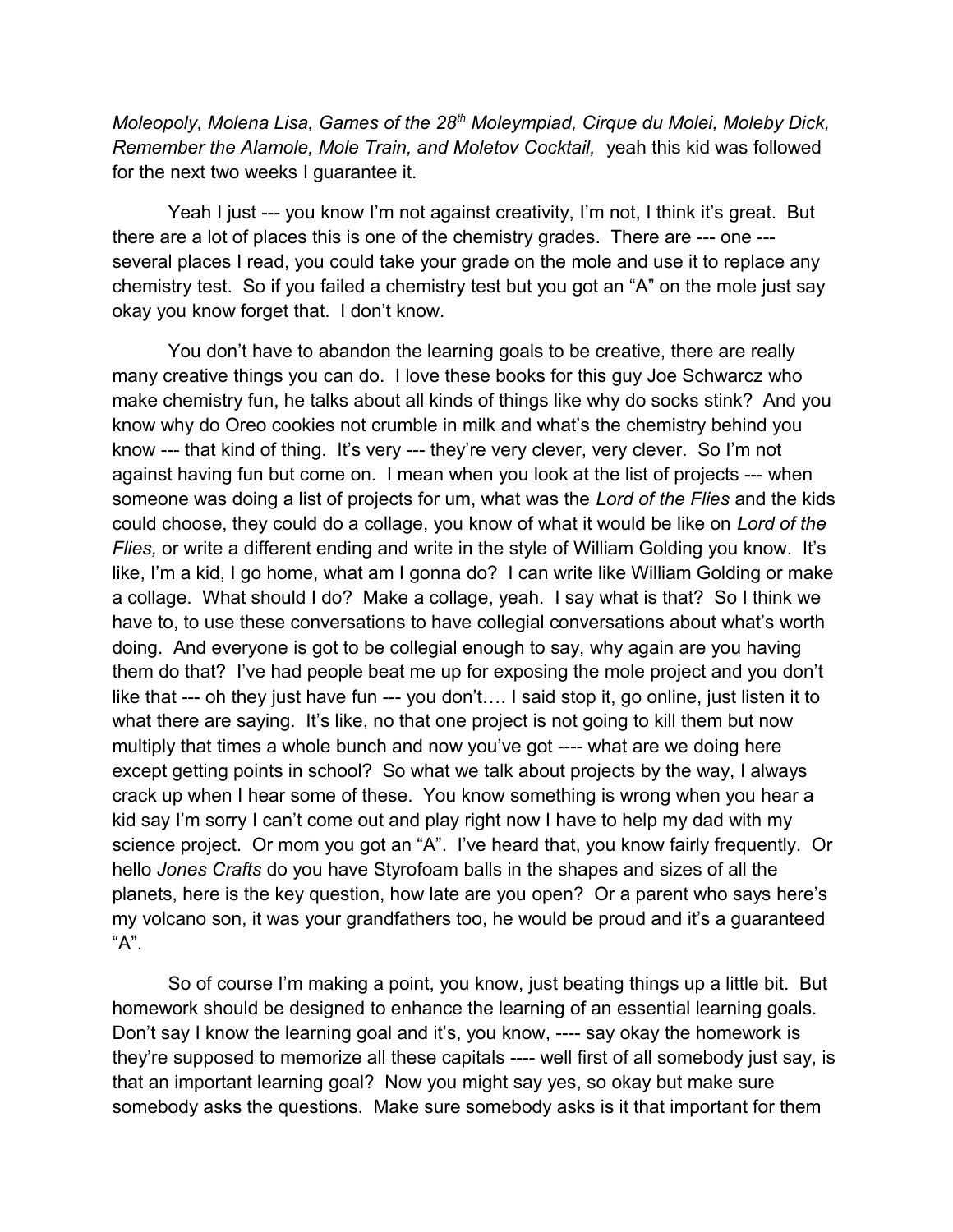*Moleopoly, Molena Lisa, Games of the 28th Moleympiad, Cirque du Molei, Moleby Dick, Remember the Alamole, Mole Train, and Moletov Cocktail,* yeah this kid was followed for the next two weeks I guarantee it.

Yeah I just --- you know I'm not against creativity, I'm not, I think it's great. But there are a lot of places this is one of the chemistry grades. There are --- one --- several places I read, you could take your grade on the mole and use it to replace any chemistry test. So if you failed a chemistry test but you got an "A" on the mole just say okay you know forget that. I don't know.

You don't have to abandon the learning goals to be creative, there are really many creative things you can do. I love these books for this guy Joe Schwarcz who make chemistry fun, he talks about all kinds of things like why do socks stink? And you know why do Oreo cookies not crumble in milk and what's the chemistry behind you know --- that kind of thing. It's very --- they're very clever, very clever. So I'm not against having fun but come on. I mean when you look at the list of projects --- when someone was doing a list of projects for um, what was the *Lord of the Flies* and the kids could choose, they could do a collage, you know of what it would be like on *Lord of the Flies,* or write a different ending and write in the style of William Golding you know. It's like, I'm a kid, I go home, what am I gonna do? I can write like William Golding or make a collage. What should I do? Make a collage, yeah. I say what is that? So I think we have to, to use these conversations to have collegial conversations about what's worth doing. And everyone is got to be collegial enough to say, why again are you having them do that? I've had people beat me up for exposing the mole project and you don't like that --- oh they just have fun --- you don't…. I said stop it, go online, just listen it to what there are saying. It's like, no that one project is not going to kill them but now multiply that times a whole bunch and now you've got ---- what are we doing here except getting points in school? So what we talk about projects by the way, I always crack up when I hear some of these. You know something is wrong when you hear a kid say I'm sorry I can't come out and play right now I have to help my dad with my science project. Or mom you got an "A". I've heard that, you know fairly frequently. Or hello *Jones Crafts* do you have Styrofoam balls in the shapes and sizes of all the planets, here is the key question, how late are you open? Or a parent who says here's my volcano son, it was your grandfathers too, he would be proud and it's a guaranteed "A".

So of course I'm making a point, you know, just beating things up a little bit. But homework should be designed to enhance the learning of an essential learning goals. Don't say I know the learning goal and it's, you know, ---- say okay the homework is they're supposed to memorize all these capitals ---- well first of all somebody just say, is that an important learning goal? Now you might say yes, so okay but make sure somebody asks the questions. Make sure somebody asks is it that important for them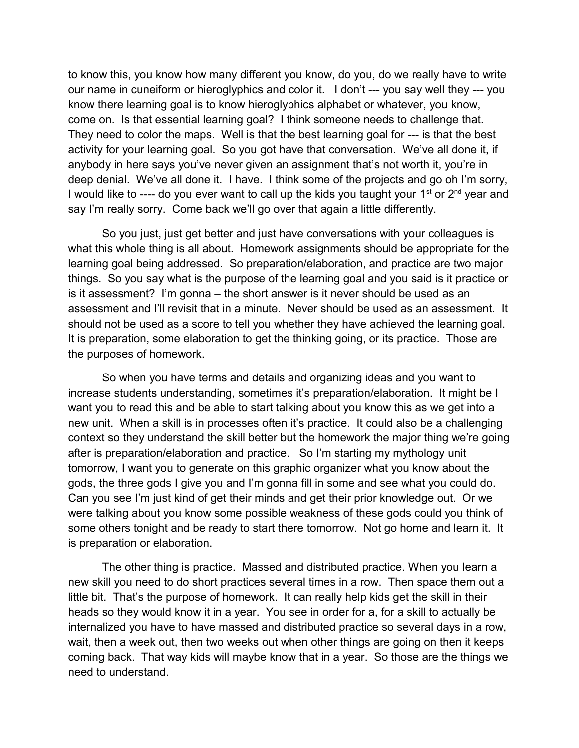to know this, you know how many different you know, do you, do we really have to write our name in cuneiform or hieroglyphics and color it. I don't --- you say well they --- you know there learning goal is to know hieroglyphics alphabet or whatever, you know, come on. Is that essential learning goal? I think someone needs to challenge that. They need to color the maps. Well is that the best learning goal for --- is that the best activity for your learning goal. So you got have that conversation. We've all done it, if anybody in here says you've never given an assignment that's not worth it, you're in deep denial. We've all done it. I have. I think some of the projects and go oh I'm sorry, I would like to ---- do you ever want to call up the kids you taught your 1st or 2nd year and say I'm really sorry. Come back we'll go over that again a little differently.

So you just, just get better and just have conversations with your colleagues is what this whole thing is all about. Homework assignments should be appropriate for the learning goal being addressed. So preparation/elaboration, and practice are two major things. So you say what is the purpose of the learning goal and you said is it practice or is it assessment? I'm gonna – the short answer is it never should be used as an assessment and I'll revisit that in a minute. Never should be used as an assessment. It should not be used as a score to tell you whether they have achieved the learning goal. It is preparation, some elaboration to get the thinking going, or its practice. Those are the purposes of homework.

So when you have terms and details and organizing ideas and you want to increase students understanding, sometimes it's preparation/elaboration. It might be I want you to read this and be able to start talking about you know this as we get into a new unit. When a skill is in processes often it's practice. It could also be a challenging context so they understand the skill better but the homework the major thing we're going after is preparation/elaboration and practice. So I'm starting my mythology unit tomorrow, I want you to generate on this graphic organizer what you know about the gods, the three gods I give you and I'm gonna fill in some and see what you could do. Can you see I'm just kind of get their minds and get their prior knowledge out. Or we were talking about you know some possible weakness of these gods could you think of some others tonight and be ready to start there tomorrow. Not go home and learn it. It is preparation or elaboration.

The other thing is practice. Massed and distributed practice. When you learn a new skill you need to do short practices several times in a row. Then space them out a little bit. That's the purpose of homework. It can really help kids get the skill in their heads so they would know it in a year. You see in order for a, for a skill to actually be internalized you have to have massed and distributed practice so several days in a row, wait, then a week out, then two weeks out when other things are going on then it keeps coming back. That way kids will maybe know that in a year. So those are the things we need to understand.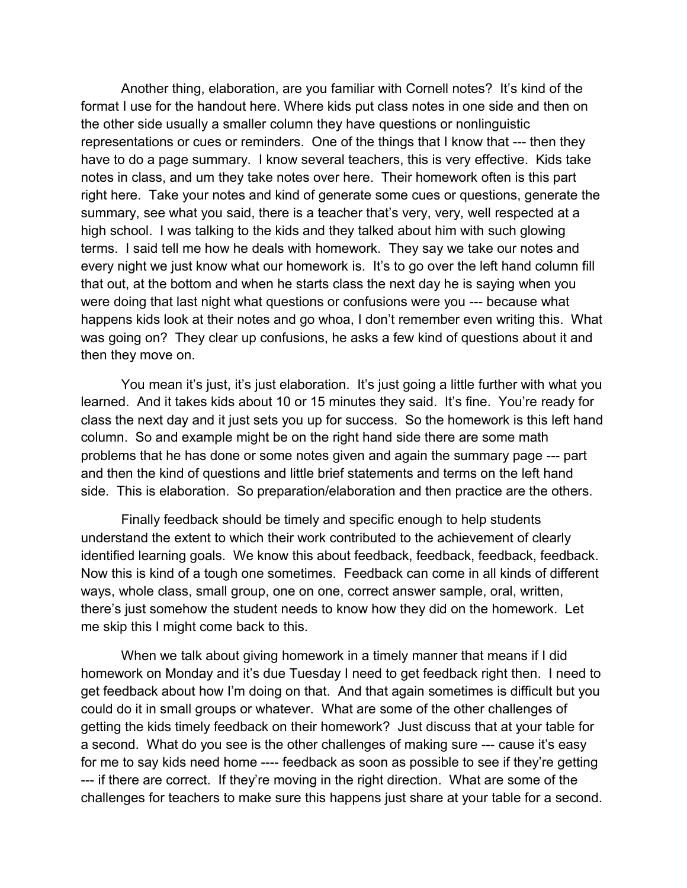Another thing, elaboration, are you familiar with Cornell notes? It's kind of the format I use for the handout here. Where kids put class notes in one side and then on the other side usually a smaller column they have questions or nonlinguistic representations or cues or reminders. One of the things that I know that --- then they have to do a page summary. I know several teachers, this is very effective. Kids take notes in class, and um they take notes over here. Their homework often is this part right here. Take your notes and kind of generate some cues or questions, generate the summary, see what you said, there is a teacher that's very, very, well respected at a high school. I was talking to the kids and they talked about him with such glowing terms. I said tell me how he deals with homework. They say we take our notes and every night we just know what our homework is. It's to go over the left hand column fill that out, at the bottom and when he starts class the next day he is saying when you were doing that last night what questions or confusions were you --- because what happens kids look at their notes and go whoa, I don't remember even writing this. What was going on? They clear up confusions, he asks a few kind of questions about it and then they move on.

You mean it's just, it's just elaboration. It's just going a little further with what you learned. And it takes kids about 10 or 15 minutes they said. It's fine. You're ready for class the next day and it just sets you up for success. So the homework is this left hand column. So and example might be on the right hand side there are some math problems that he has done or some notes given and again the summary page --- part and then the kind of questions and little brief statements and terms on the left hand side. This is elaboration. So preparation/elaboration and then practice are the others.

Finally feedback should be timely and specific enough to help students understand the extent to which their work contributed to the achievement of clearly identified learning goals. We know this about feedback, feedback, feedback, feedback. Now this is kind of a tough one sometimes. Feedback can come in all kinds of different ways, whole class, small group, one on one, correct answer sample, oral, written, there's just somehow the student needs to know how they did on the homework. Let me skip this I might come back to this.

When we talk about giving homework in a timely manner that means if I did homework on Monday and it's due Tuesday I need to get feedback right then. I need to get feedback about how I'm doing on that. And that again sometimes is difficult but you could do it in small groups or whatever. What are some of the other challenges of getting the kids timely feedback on their homework? Just discuss that at your table for a second. What do you see is the other challenges of making sure --- cause it's easy for me to say kids need home ---- feedback as soon as possible to see if they're getting --- if there are correct. If they're moving in the right direction. What are some of the challenges for teachers to make sure this happens just share at your table for a second.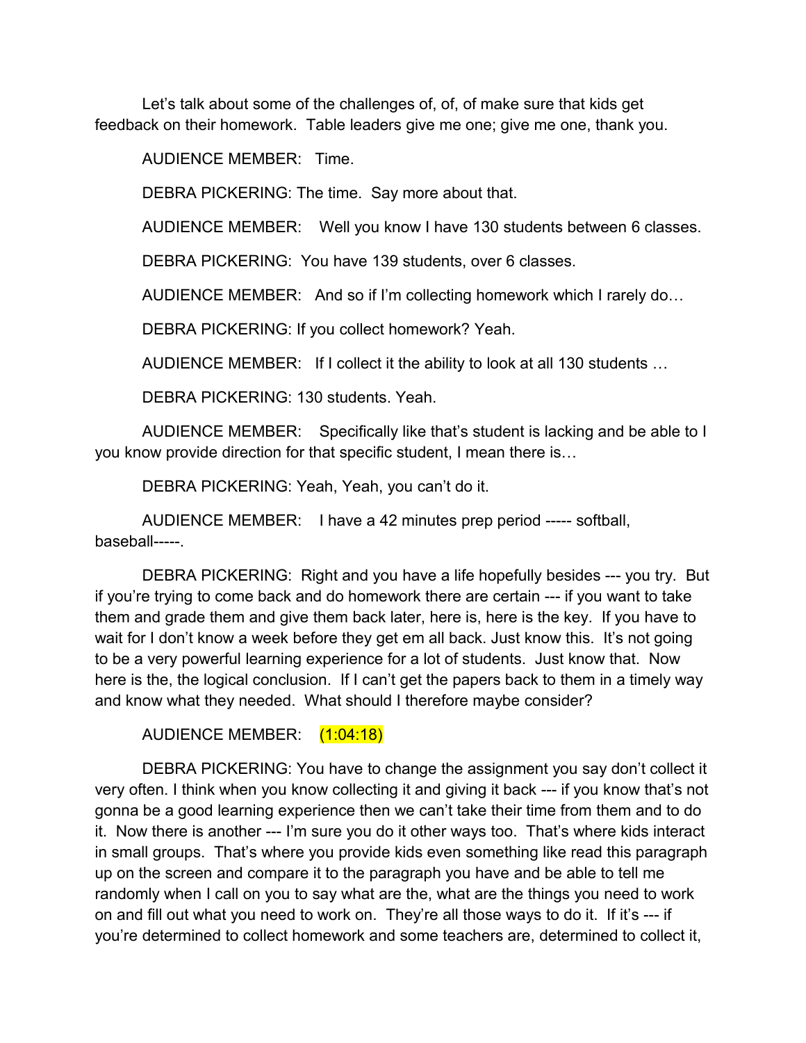Let’s talk about some of the challenges of, of, of make sure that kids get feedback on their homework. Table leaders give me one; give me one, thank you.

AUDIENCE MEMBER: Time.

DEBRA PICKERING: The time. Say more about that.

AUDIENCE MEMBER: Well you know I have 130 students between 6 classes.

DEBRA PICKERING: You have 139 students, over 6 classes.

AUDIENCE MEMBER: And so if I’m collecting homework which I rarely do…

DEBRA PICKERING: If you collect homework? Yeah.

AUDIENCE MEMBER: If I collect it the ability to look at all 130 students …

DEBRA PICKERING: 130 students. Yeah.

AUDIENCE MEMBER: Specifically like that’s student is lacking and be able to I you know provide direction for that specific student, I mean there is…

DEBRA PICKERING: Yeah, Yeah, you can’t do it.

AUDIENCE MEMBER: I have a 42 minutes prep period ----- softball, baseball-----.

DEBRA PICKERING: Right and you have a life hopefully besides --- you try. But if you’re trying to come back and do homework there are certain --- if you want to take them and grade them and give them back later, here is, here is the key. If you have to wait for I don’t know a week before they get em all back. Just know this. It’s not going to be a very powerful learning experience for a lot of students. Just know that. Now here is the, the logical conclusion. If I can’t get the papers back to them in a timely way and know what they needed. What should I therefore maybe consider?

AUDIENCE MEMBER: (1:04:18)

DEBRA PICKERING: You have to change the assignment you say don’t collect it very often. I think when you know collecting it and giving it back --- if you know that’s not gonna be a good learning experience then we can’t take their time from them and to do it. Now there is another --- I’m sure you do it other ways too. That’s where kids interact in small groups. That’s where you provide kids even something like read this paragraph up on the screen and compare it to the paragraph you have and be able to tell me randomly when I call on you to say what are the, what are the things you need to work on and fill out what you need to work on. They’re all those ways to do it. If it’s --- if you’re determined to collect homework and some teachers are, determined to collect it,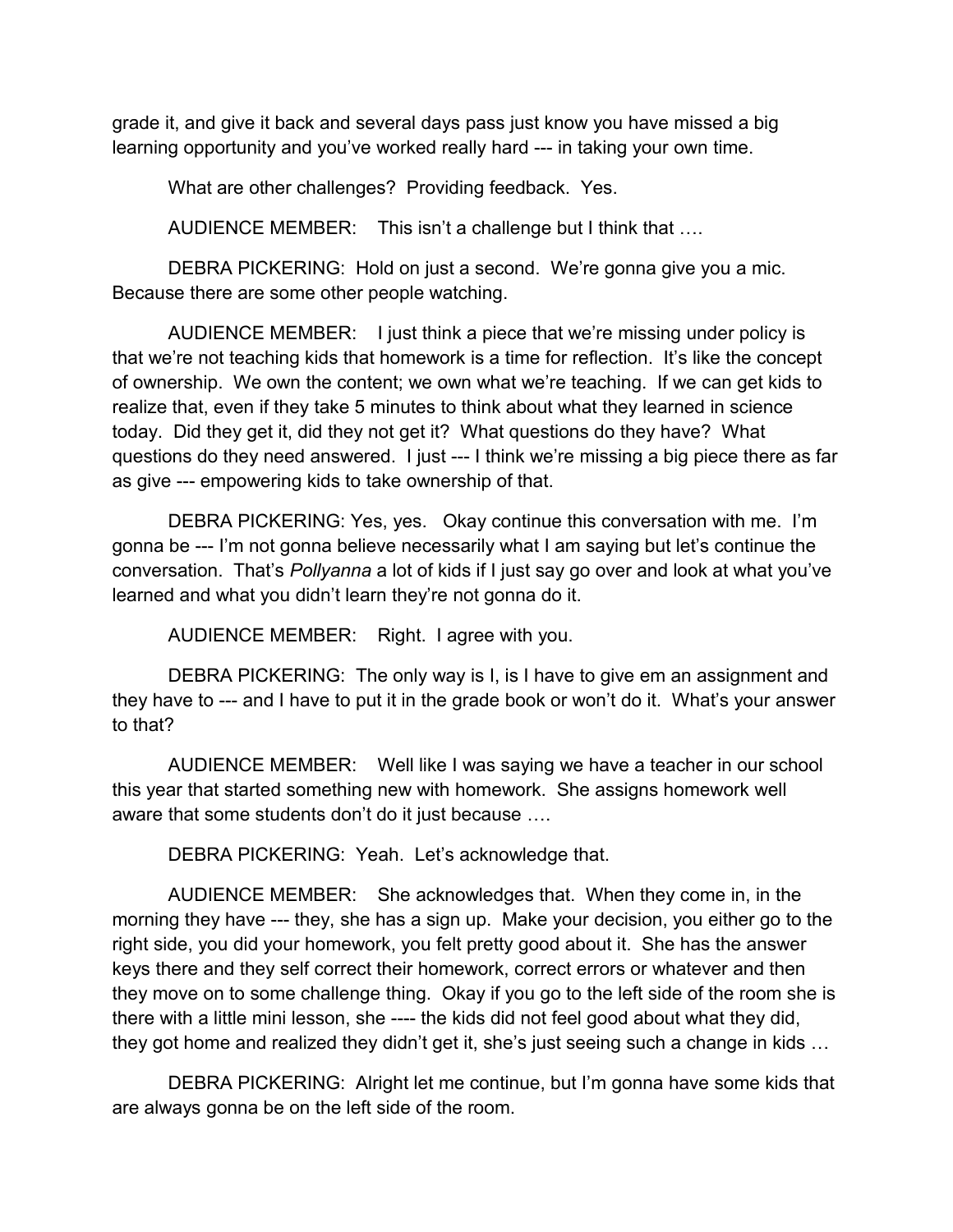grade it, and give it back and several days pass just know you have missed a big learning opportunity and you've worked really hard --- in taking your own time.

What are other challenges? Providing feedback. Yes.

AUDIENCE MEMBER: This isn't a challenge but I think that ….

DEBRA PICKERING: Hold on just a second. We're gonna give you a mic. Because there are some other people watching.

AUDIENCE MEMBER: I just think a piece that we're missing under policy is that we're not teaching kids that homework is a time for reflection. It's like the concept of ownership. We own the content; we own what we're teaching. If we can get kids to realize that, even if they take 5 minutes to think about what they learned in science today. Did they get it, did they not get it? What questions do they have? What questions do they need answered. I just --- I think we're missing a big piece there as far as give --- empowering kids to take ownership of that.

DEBRA PICKERING: Yes, yes. Okay continue this conversation with me. I'm gonna be --- I'm not gonna believe necessarily what I am saying but let's continue the conversation. That's *Pollyanna* a lot of kids if I just say go over and look at what you've learned and what you didn't learn they're not gonna do it.

AUDIENCE MEMBER: Right. I agree with you.

DEBRA PICKERING: The only way is I, is I have to give em an assignment and they have to --- and I have to put it in the grade book or won't do it. What's your answer to that?

AUDIENCE MEMBER: Well like I was saying we have a teacher in our school this year that started something new with homework. She assigns homework well aware that some students don't do it just because ….

DEBRA PICKERING: Yeah. Let's acknowledge that.

AUDIENCE MEMBER: She acknowledges that. When they come in, in the morning they have --- they, she has a sign up. Make your decision, you either go to the right side, you did your homework, you felt pretty good about it. She has the answer keys there and they self correct their homework, correct errors or whatever and then they move on to some challenge thing. Okay if you go to the left side of the room she is there with a little mini lesson, she ---- the kids did not feel good about what they did, they got home and realized they didn't get it, she's just seeing such a change in kids …

DEBRA PICKERING: Alright let me continue, but I'm gonna have some kids that are always gonna be on the left side of the room.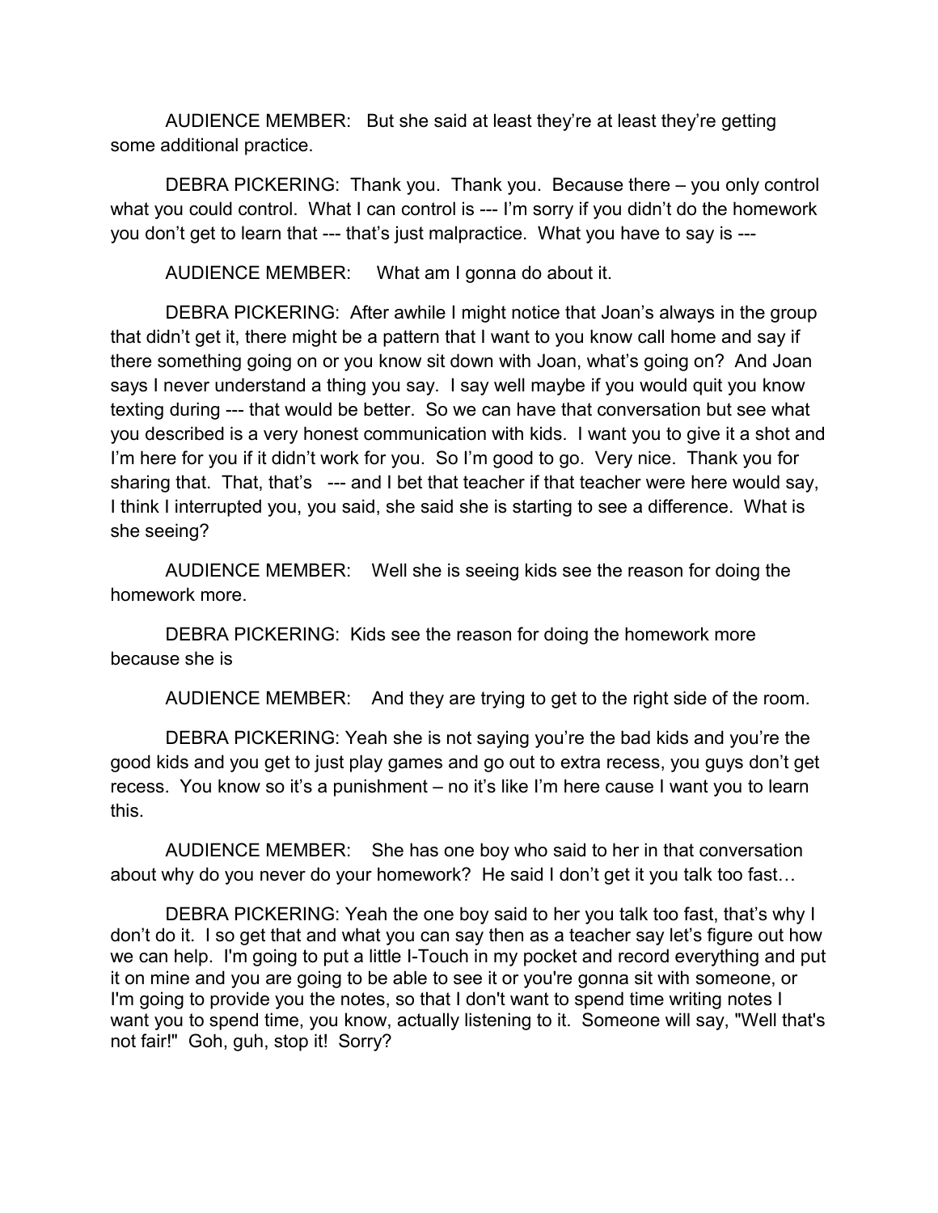AUDIENCE MEMBER: But she said at least they're at least they're getting some additional practice.

DEBRA PICKERING: Thank you. Thank you. Because there – you only control what you could control. What I can control is --- I'm sorry if you didn't do the homework you don't get to learn that --- that's just malpractice. What you have to say is ---

AUDIENCE MEMBER: What am I gonna do about it.

DEBRA PICKERING: After awhile I might notice that Joan's always in the group that didn't get it, there might be a pattern that I want to you know call home and say if there something going on or you know sit down with Joan, what's going on? And Joan says I never understand a thing you say. I say well maybe if you would quit you know texting during --- that would be better. So we can have that conversation but see what you described is a very honest communication with kids. I want you to give it a shot and I'm here for you if it didn't work for you. So I'm good to go. Very nice. Thank you for sharing that. That, that's --- and I bet that teacher if that teacher were here would say, I think I interrupted you, you said, she said she is starting to see a difference. What is she seeing?

AUDIENCE MEMBER: Well she is seeing kids see the reason for doing the homework more.

DEBRA PICKERING: Kids see the reason for doing the homework more because she is

AUDIENCE MEMBER: And they are trying to get to the right side of the room.

DEBRA PICKERING: Yeah she is not saying you're the bad kids and you're the good kids and you get to just play games and go out to extra recess, you guys don't get recess. You know so it's a punishment – no it's like I'm here cause I want you to learn this.

AUDIENCE MEMBER: She has one boy who said to her in that conversation about why do you never do your homework? He said I don't get it you talk too fast…

DEBRA PICKERING: Yeah the one boy said to her you talk too fast, that's why I don't do it. I so get that and what you can say then as a teacher say let's figure out how we can help. I'm going to put a little I-Touch in my pocket and record everything and put it on mine and you are going to be able to see it or you're gonna sit with someone, or I'm going to provide you the notes, so that I don't want to spend time writing notes I want you to spend time, you know, actually listening to it. Someone will say, "Well that's not fair!" Goh, guh, stop it! Sorry?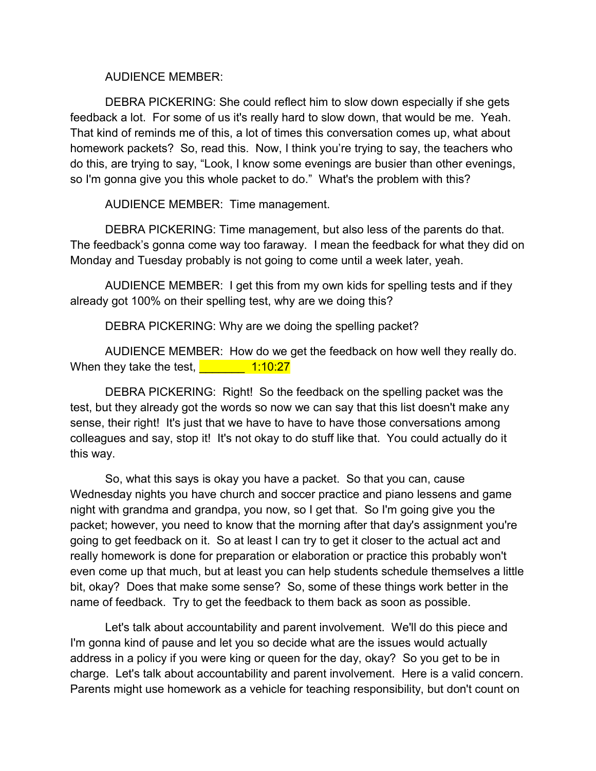AUDIENCE MEMBER:

DEBRA PICKERING: She could reflect him to slow down especially if she gets feedback a lot. For some of us it's really hard to slow down, that would be me. Yeah. That kind of reminds me of this, a lot of times this conversation comes up, what about homework packets? So, read this. Now, I think you're trying to say, the teachers who do this, are trying to say, "Look, I know some evenings are busier than other evenings, so I'm gonna give you this whole packet to do." What's the problem with this?

AUDIENCE MEMBER: Time management.

DEBRA PICKERING: Time management, but also less of the parents do that. The feedback's gonna come way too faraway. I mean the feedback for what they did on Monday and Tuesday probably is not going to come until a week later, yeah.

AUDIENCE MEMBER: I get this from my own kids for spelling tests and if they already got 100% on their spelling test, why are we doing this?

DEBRA PICKERING: Why are we doing the spelling packet?

AUDIENCE MEMBER: How do we get the feedback on how well they really do. When they take the test, _______ 1:10:27

DEBRA PICKERING: Right! So the feedback on the spelling packet was the test, but they already got the words so now we can say that this list doesn't make any sense, their right! It's just that we have to have to have those conversations among colleagues and say, stop it! It's not okay to do stuff like that. You could actually do it this way.

So, what this says is okay you have a packet. So that you can, cause Wednesday nights you have church and soccer practice and piano lessens and game night with grandma and grandpa, you now, so I get that. So I'm going give you the packet; however, you need to know that the morning after that day's assignment you're going to get feedback on it. So at least I can try to get it closer to the actual act and really homework is done for preparation or elaboration or practice this probably won't even come up that much, but at least you can help students schedule themselves a little bit, okay? Does that make some sense? So, some of these things work better in the name of feedback. Try to get the feedback to them back as soon as possible.

Let's talk about accountability and parent involvement. We'll do this piece and I'm gonna kind of pause and let you so decide what are the issues would actually address in a policy if you were king or queen for the day, okay? So you get to be in charge. Let's talk about accountability and parent involvement. Here is a valid concern. Parents might use homework as a vehicle for teaching responsibility, but don't count on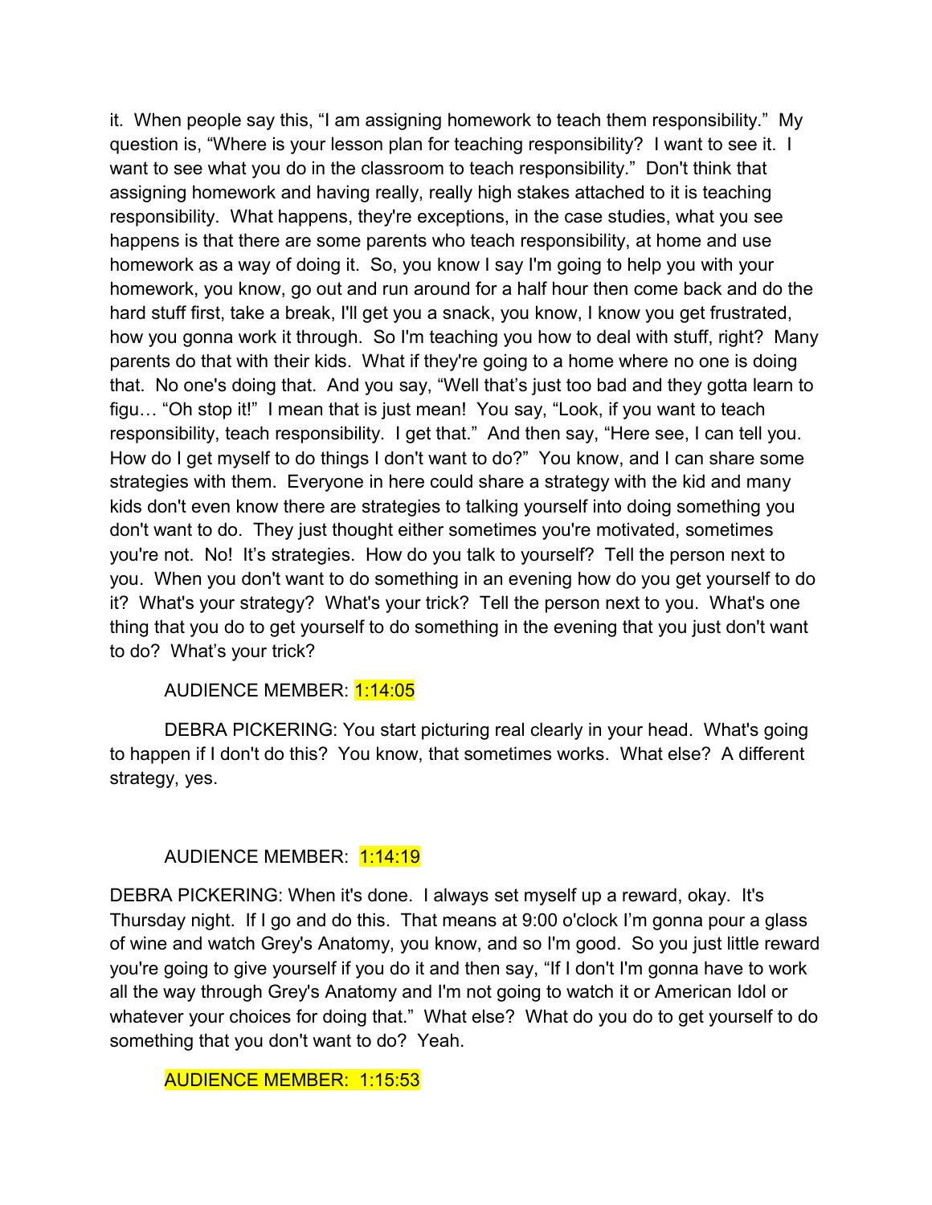it. When people say this, "I am assigning homework to teach them responsibility." My question is, "Where is your lesson plan for teaching responsibility? I want to see it. I want to see what you do in the classroom to teach responsibility." Don't think that assigning homework and having really, really high stakes attached to it is teaching responsibility. What happens, they're exceptions, in the case studies, what you see happens is that there are some parents who teach responsibility, at home and use homework as a way of doing it. So, you know I say I'm going to help you with your homework, you know, go out and run around for a half hour then come back and do the hard stuff first, take a break, I'll get you a snack, you know, I know you get frustrated, how you gonna work it through. So I'm teaching you how to deal with stuff, right? Many parents do that with their kids. What if they're going to a home where no one is doing that. No one's doing that. And you say, "Well that's just too bad and they gotta learn to figu… "Oh stop it!" I mean that is just mean! You say, "Look, if you want to teach responsibility, teach responsibility. I get that." And then say, "Here see, I can tell you. How do I get myself to do things I don't want to do?" You know, and I can share some strategies with them. Everyone in here could share a strategy with the kid and many kids don't even know there are strategies to talking yourself into doing something you don't want to do. They just thought either sometimes you're motivated, sometimes you're not. No! It's strategies. How do you talk to yourself? Tell the person next to you. When you don't want to do something in an evening how do you get yourself to do it? What's your strategy? What's your trick? Tell the person next to you. What's one thing that you do to get yourself to do something in the evening that you just don't want to do? What's your trick?

AUDIENCE MEMBER: 1:14:05

DEBRA PICKERING: You start picturing real clearly in your head. What's going to happen if I don't do this? You know, that sometimes works. What else? A different strategy, yes.

AUDIENCE MEMBER: 1:14:19

DEBRA PICKERING: When it's done. I always set myself up a reward, okay. It's Thursday night. If I go and do this. That means at 9:00 o'clock I'm gonna pour a glass of wine and watch Grey's Anatomy, you know, and so I'm good. So you just little reward you're going to give yourself if you do it and then say, "If I don't I'm gonna have to work all the way through Grey's Anatomy and I'm not going to watch it or American Idol or whatever your choices for doing that." What else? What do you do to get yourself to do something that you don't want to do? Yeah.

AUDIENCE MEMBER: 1:15:53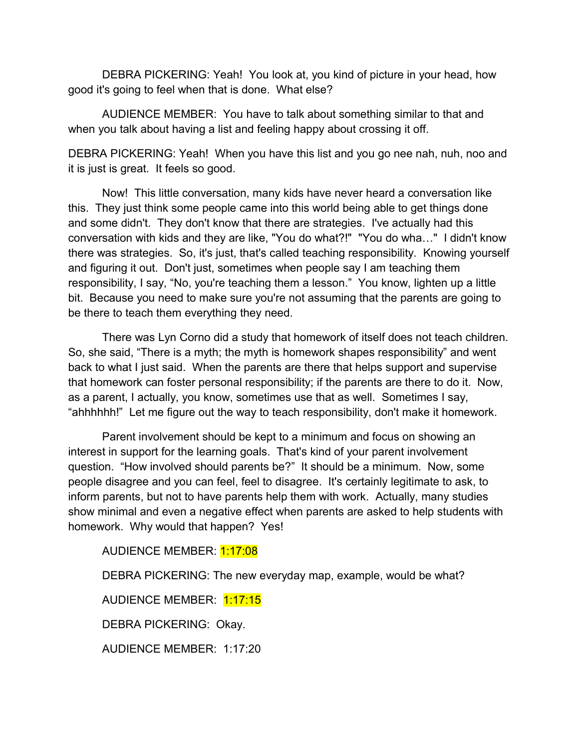DEBRA PICKERING: Yeah! You look at, you kind of picture in your head, how good it's going to feel when that is done. What else?

AUDIENCE MEMBER: You have to talk about something similar to that and when you talk about having a list and feeling happy about crossing it off.

DEBRA PICKERING: Yeah! When you have this list and you go nee nah, nuh, noo and it is just is great. It feels so good.

Now! This little conversation, many kids have never heard a conversation like this. They just think some people came into this world being able to get things done and some didn't. They don't know that there are strategies. I've actually had this conversation with kids and they are like, "You do what?!" "You do wha…" I didn't know there was strategies. So, it's just, that's called teaching responsibility. Knowing yourself and figuring it out. Don't just, sometimes when people say I am teaching them responsibility, I say, "No, you're teaching them a lesson." You know, lighten up a little bit. Because you need to make sure you're not assuming that the parents are going to be there to teach them everything they need.

There was Lyn Corno did a study that homework of itself does not teach children. So, she said, "There is a myth; the myth is homework shapes responsibility" and went back to what I just said. When the parents are there that helps support and supervise that homework can foster personal responsibility; if the parents are there to do it. Now, as a parent, I actually, you know, sometimes use that as well. Sometimes I say, "ahhhhhh!" Let me figure out the way to teach responsibility, don't make it homework.

Parent involvement should be kept to a minimum and focus on showing an interest in support for the learning goals. That's kind of your parent involvement question. "How involved should parents be?" It should be a minimum. Now, some people disagree and you can feel, feel to disagree. It's certainly legitimate to ask, to inform parents, but not to have parents help them with work. Actually, many studies show minimal and even a negative effect when parents are asked to help students with homework. Why would that happen? Yes!

AUDIENCE MEMBER: 1:17:08

DEBRA PICKERING: The new everyday map, example, would be what?

AUDIENCE MEMBER: 1:17:15

DEBRA PICKERING: Okay.

AUDIENCE MEMBER: 1:17:20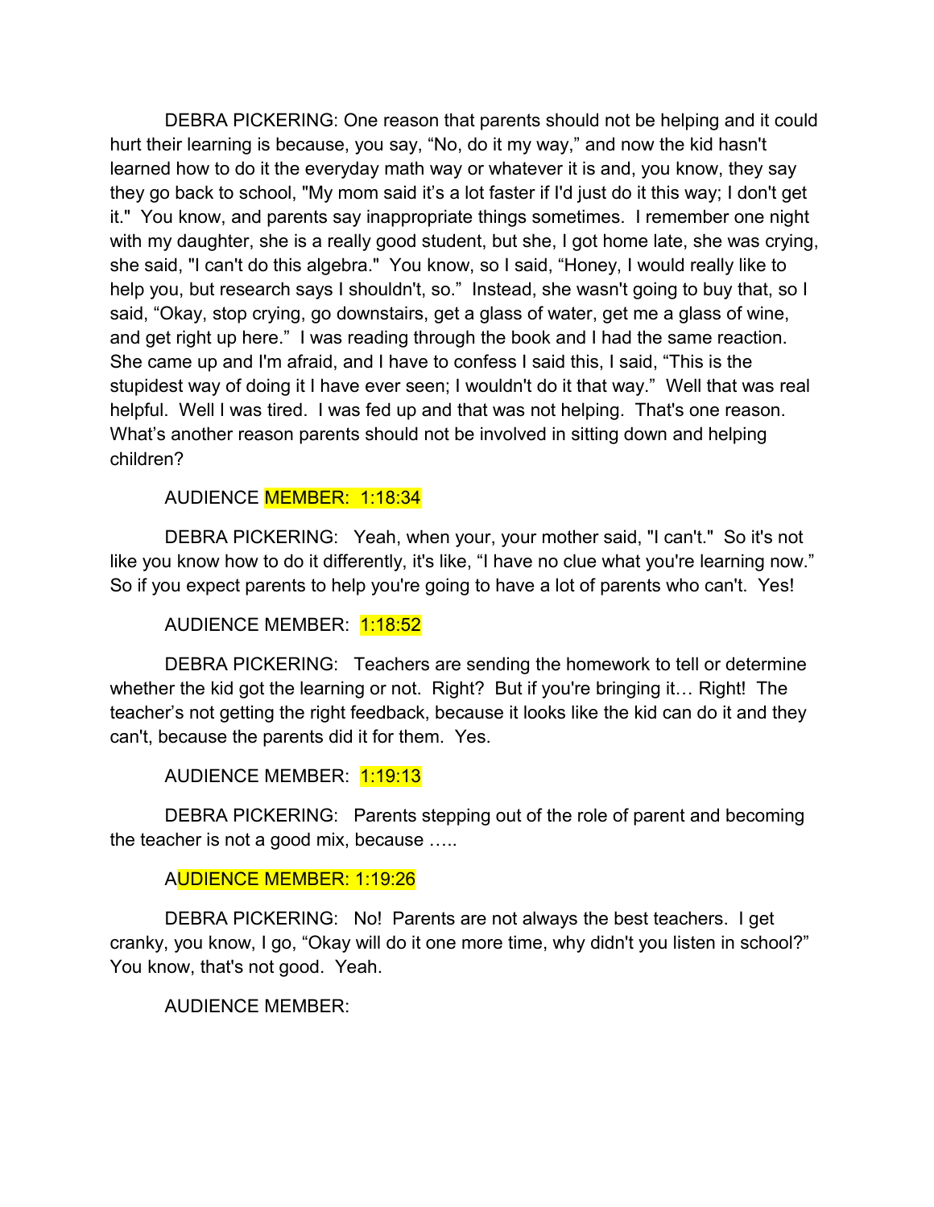DEBRA PICKERING: One reason that parents should not be helping and it could hurt their learning is because, you say, “No, do it my way,” and now the kid hasn't learned how to do it the everyday math way or whatever it is and, you know, they say they go back to school, "My mom said it’s a lot faster if I'd just do it this way; I don't get it." You know, and parents say inappropriate things sometimes. I remember one night with my daughter, she is a really good student, but she, I got home late, she was crying, she said, "I can't do this algebra." You know, so I said, “Honey, I would really like to help you, but research says I shouldn't, so.” Instead, she wasn't going to buy that, so I said, “Okay, stop crying, go downstairs, get a glass of water, get me a glass of wine, and get right up here.” I was reading through the book and I had the same reaction. She came up and I'm afraid, and I have to confess I said this, I said, “This is the stupidest way of doing it I have ever seen; I wouldn't do it that way.” Well that was real helpful. Well I was tired. I was fed up and that was not helping. That's one reason. What’s another reason parents should not be involved in sitting down and helping children?

AUDIENCE MEMBER: 1:18:34

DEBRA PICKERING: Yeah, when your, your mother said, "I can't." So it's not like you know how to do it differently, it's like, “I have no clue what you're learning now.” So if you expect parents to help you're going to have a lot of parents who can't. Yes!

AUDIENCE MEMBER: 1:18:52

DEBRA PICKERING: Teachers are sending the homework to tell or determine whether the kid got the learning or not. Right? But if you're bringing it… Right! The teacher’s not getting the right feedback, because it looks like the kid can do it and they can't, because the parents did it for them. Yes.

AUDIENCE MEMBER: 1:19:13

DEBRA PICKERING: Parents stepping out of the role of parent and becoming the teacher is not a good mix, because …..

AUDIENCE MEMBER: 1:19:26

DEBRA PICKERING: No! Parents are not always the best teachers. I get cranky, you know, I go, “Okay will do it one more time, why didn't you listen in school?” You know, that's not good. Yeah.

AUDIENCE MEMBER: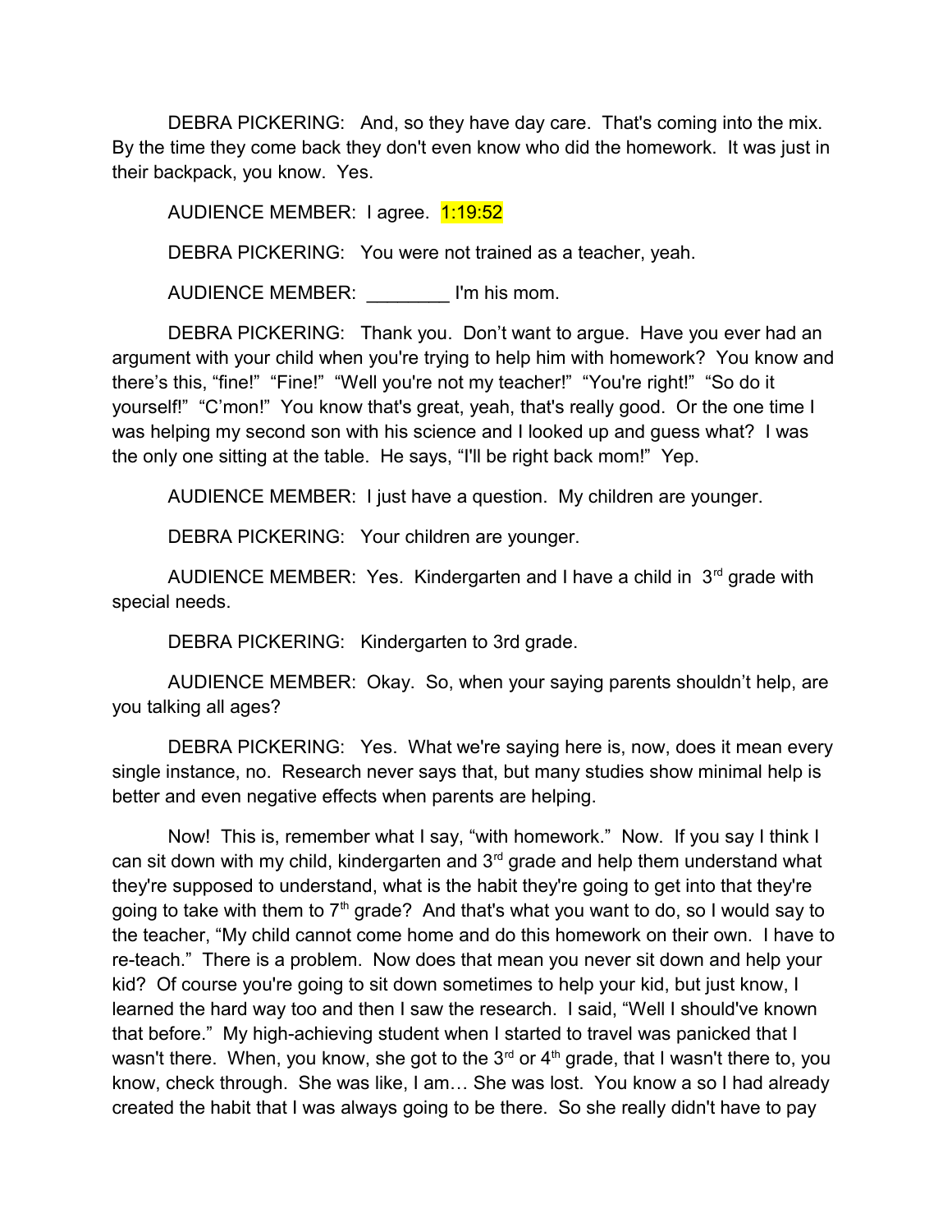DEBRA PICKERING: And, so they have day care. That's coming into the mix. By the time they come back they don't even know who did the homework. It was just in their backpack, you know. Yes.

AUDIENCE MEMBER: I agree. 1:19:52

DEBRA PICKERING: You were not trained as a teacher, yeah.

AUDIENCE MEMBER: ________ I'm his mom.

DEBRA PICKERING: Thank you. Don't want to argue. Have you ever had an argument with your child when you're trying to help him with homework? You know and there's this, "fine!" "Fine!" "Well you're not my teacher!" "You're right!" "So do it yourself!" "C'mon!" You know that's great, yeah, that's really good. Or the one time I was helping my second son with his science and I looked up and guess what? I was the only one sitting at the table. He says, "I'll be right back mom!" Yep.

AUDIENCE MEMBER: I just have a question. My children are younger.

DEBRA PICKERING: Your children are younger.

AUDIENCE MEMBER: Yes. Kindergarten and I have a child in 3rd grade with special needs.

DEBRA PICKERING: Kindergarten to 3rd grade.

AUDIENCE MEMBER: Okay. So, when your saying parents shouldn't help, are you talking all ages?

DEBRA PICKERING: Yes. What we're saying here is, now, does it mean every single instance, no. Research never says that, but many studies show minimal help is better and even negative effects when parents are helping.

Now! This is, remember what I say, "with homework." Now. If you say I think I can sit down with my child, kindergarten and 3rd grade and help them understand what they're supposed to understand, what is the habit they're going to get into that they're going to take with them to 7th grade? And that's what you want to do, so I would say to the teacher, "My child cannot come home and do this homework on their own. I have to re-teach." There is a problem. Now does that mean you never sit down and help your kid? Of course you're going to sit down sometimes to help your kid, but just know, I learned the hard way too and then I saw the research. I said, "Well I should've known that before." My high-achieving student when I started to travel was panicked that I wasn't there. When, you know, she got to the 3rd or 4th grade, that I wasn't there to, you know, check through. She was like, I am… She was lost. You know a so I had already created the habit that I was always going to be there. So she really didn't have to pay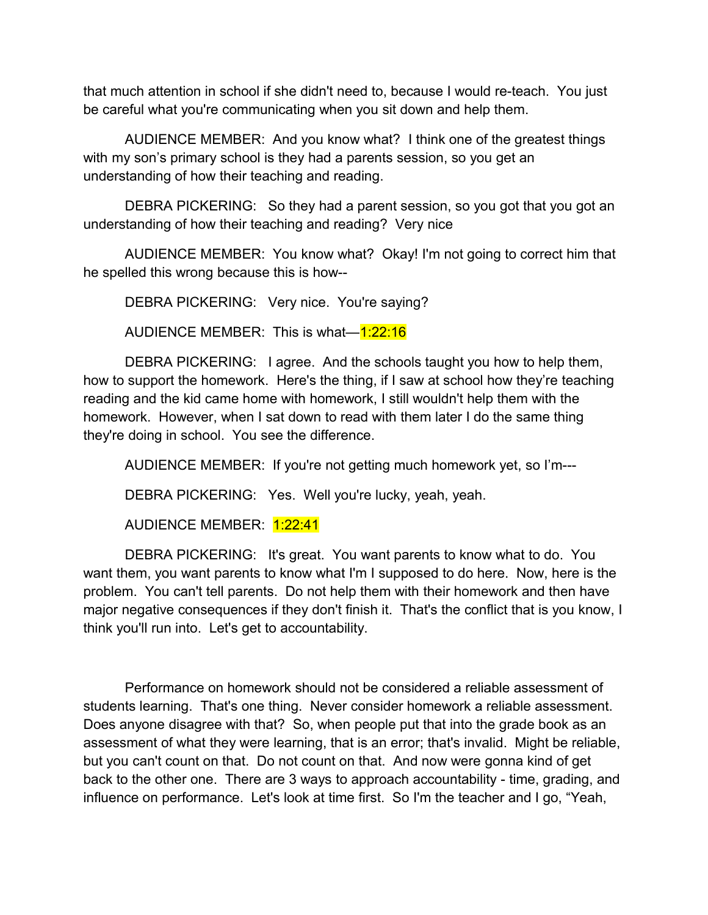that much attention in school if she didn't need to, because I would re-teach. You just be careful what you're communicating when you sit down and help them.

AUDIENCE MEMBER: And you know what? I think one of the greatest things with my son's primary school is they had a parents session, so you get an understanding of how their teaching and reading.

DEBRA PICKERING: So they had a parent session, so you got that you got an understanding of how their teaching and reading? Very nice

AUDIENCE MEMBER: You know what? Okay! I'm not going to correct him that he spelled this wrong because this is how--

DEBRA PICKERING: Very nice. You're saying?

AUDIENCE MEMBER: This is what—1:22:16

DEBRA PICKERING: I agree. And the schools taught you how to help them, how to support the homework. Here's the thing, if I saw at school how they're teaching reading and the kid came home with homework, I still wouldn't help them with the homework. However, when I sat down to read with them later I do the same thing they're doing in school. You see the difference.

AUDIENCE MEMBER: If you're not getting much homework yet, so I'm---

DEBRA PICKERING: Yes. Well you're lucky, yeah, yeah.

AUDIENCE MEMBER: 1:22:41

DEBRA PICKERING: It's great. You want parents to know what to do. You want them, you want parents to know what I'm I supposed to do here. Now, here is the problem. You can't tell parents. Do not help them with their homework and then have major negative consequences if they don't finish it. That's the conflict that is you know, I think you'll run into. Let's get to accountability.

Performance on homework should not be considered a reliable assessment of students learning. That's one thing. Never consider homework a reliable assessment. Does anyone disagree with that? So, when people put that into the grade book as an assessment of what they were learning, that is an error; that's invalid. Might be reliable, but you can't count on that. Do not count on that. And now were gonna kind of get back to the other one. There are 3 ways to approach accountability - time, grading, and influence on performance. Let's look at time first. So I'm the teacher and I go, "Yeah,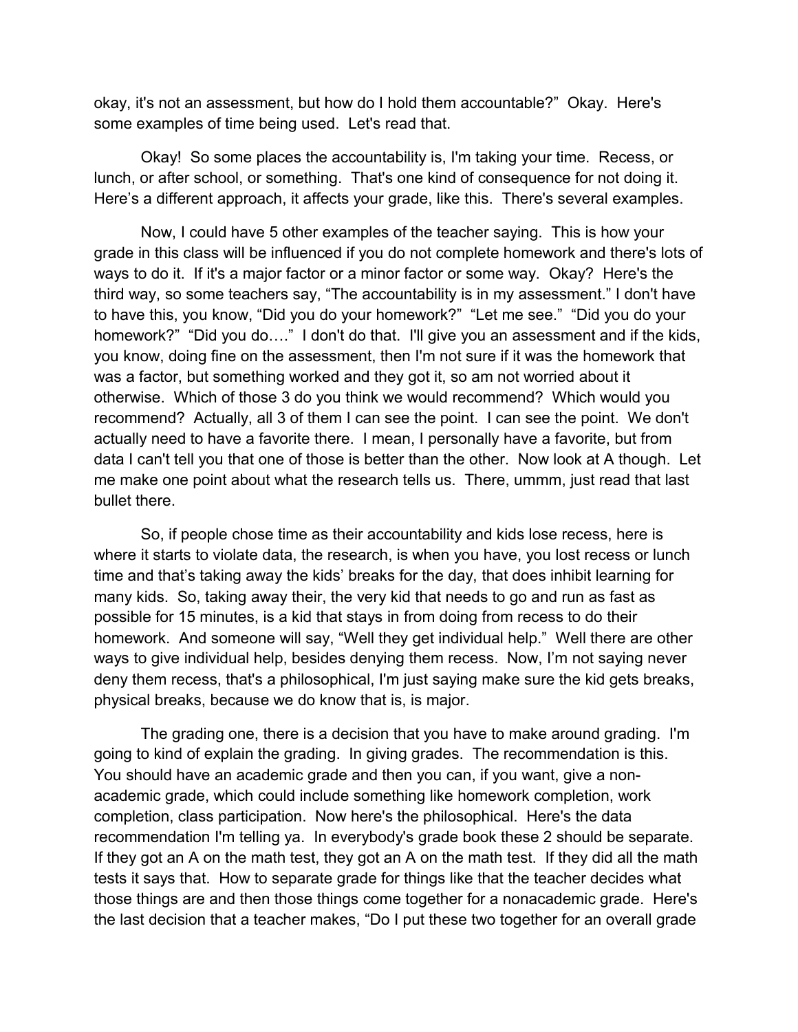okay, it's not an assessment, but how do I hold them accountable?" Okay. Here's some examples of time being used. Let's read that.

Okay! So some places the accountability is, I'm taking your time. Recess, or lunch, or after school, or something. That's one kind of consequence for not doing it. Here's a different approach, it affects your grade, like this. There's several examples.

Now, I could have 5 other examples of the teacher saying. This is how your grade in this class will be influenced if you do not complete homework and there's lots of ways to do it. If it's a major factor or a minor factor or some way. Okay? Here's the third way, so some teachers say, "The accountability is in my assessment." I don't have to have this, you know, "Did you do your homework?" "Let me see." "Did you do your homework?" "Did you do…." I don't do that. I'll give you an assessment and if the kids, you know, doing fine on the assessment, then I'm not sure if it was the homework that was a factor, but something worked and they got it, so am not worried about it otherwise. Which of those 3 do you think we would recommend? Which would you recommend? Actually, all 3 of them I can see the point. I can see the point. We don't actually need to have a favorite there. I mean, I personally have a favorite, but from data I can't tell you that one of those is better than the other. Now look at A though. Let me make one point about what the research tells us. There, ummm, just read that last bullet there.

So, if people chose time as their accountability and kids lose recess, here is where it starts to violate data, the research, is when you have, you lost recess or lunch time and that's taking away the kids' breaks for the day, that does inhibit learning for many kids. So, taking away their, the very kid that needs to go and run as fast as possible for 15 minutes, is a kid that stays in from doing from recess to do their homework. And someone will say, "Well they get individual help." Well there are other ways to give individual help, besides denying them recess. Now, I'm not saying never deny them recess, that's a philosophical, I'm just saying make sure the kid gets breaks, physical breaks, because we do know that is, is major.

The grading one, there is a decision that you have to make around grading. I'm going to kind of explain the grading. In giving grades. The recommendation is this. You should have an academic grade and then you can, if you want, give a non-academic grade, which could include something like homework completion, work completion, class participation. Now here's the philosophical. Here's the data recommendation I'm telling ya. In everybody's grade book these 2 should be separate. If they got an A on the math test, they got an A on the math test. If they did all the math tests it says that. How to separate grade for things like that the teacher decides what those things are and then those things come together for a nonacademic grade. Here's the last decision that a teacher makes, "Do I put these two together for an overall grade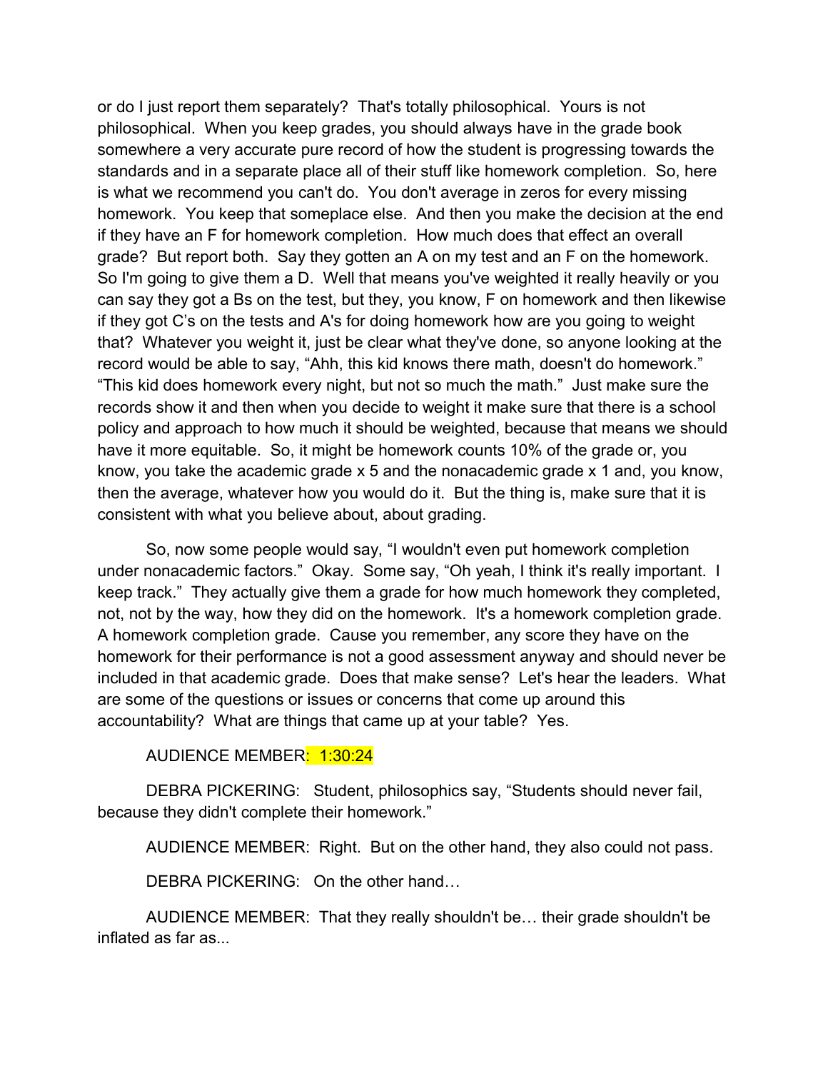or do I just report them separately? That's totally philosophical. Yours is not philosophical. When you keep grades, you should always have in the grade book somewhere a very accurate pure record of how the student is progressing towards the standards and in a separate place all of their stuff like homework completion. So, here is what we recommend you can't do. You don't average in zeros for every missing homework. You keep that someplace else. And then you make the decision at the end if they have an F for homework completion. How much does that effect an overall grade? But report both. Say they gotten an A on my test and an F on the homework. So I'm going to give them a D. Well that means you've weighted it really heavily or you can say they got a Bs on the test, but they, you know, F on homework and then likewise if they got C's on the tests and A's for doing homework how are you going to weight that? Whatever you weight it, just be clear what they've done, so anyone looking at the record would be able to say, "Ahh, this kid knows there math, doesn't do homework." "This kid does homework every night, but not so much the math." Just make sure the records show it and then when you decide to weight it make sure that there is a school policy and approach to how much it should be weighted, because that means we should have it more equitable. So, it might be homework counts 10% of the grade or, you know, you take the academic grade x 5 and the nonacademic grade x 1 and, you know, then the average, whatever how you would do it. But the thing is, make sure that it is consistent with what you believe about, about grading.

So, now some people would say, "I wouldn't even put homework completion under nonacademic factors." Okay. Some say, "Oh yeah, I think it's really important. I keep track." They actually give them a grade for how much homework they completed, not, not by the way, how they did on the homework. It's a homework completion grade. A homework completion grade. Cause you remember, any score they have on the homework for their performance is not a good assessment anyway and should never be included in that academic grade. Does that make sense? Let's hear the leaders. What are some of the questions or issues or concerns that come up around this accountability? What are things that came up at your table? Yes.

AUDIENCE MEMBER: 1:30:24

DEBRA PICKERING: Student, philosophics say, "Students should never fail, because they didn't complete their homework."

AUDIENCE MEMBER: Right. But on the other hand, they also could not pass.

DEBRA PICKERING: On the other hand…

AUDIENCE MEMBER: That they really shouldn't be… their grade shouldn't be inflated as far as...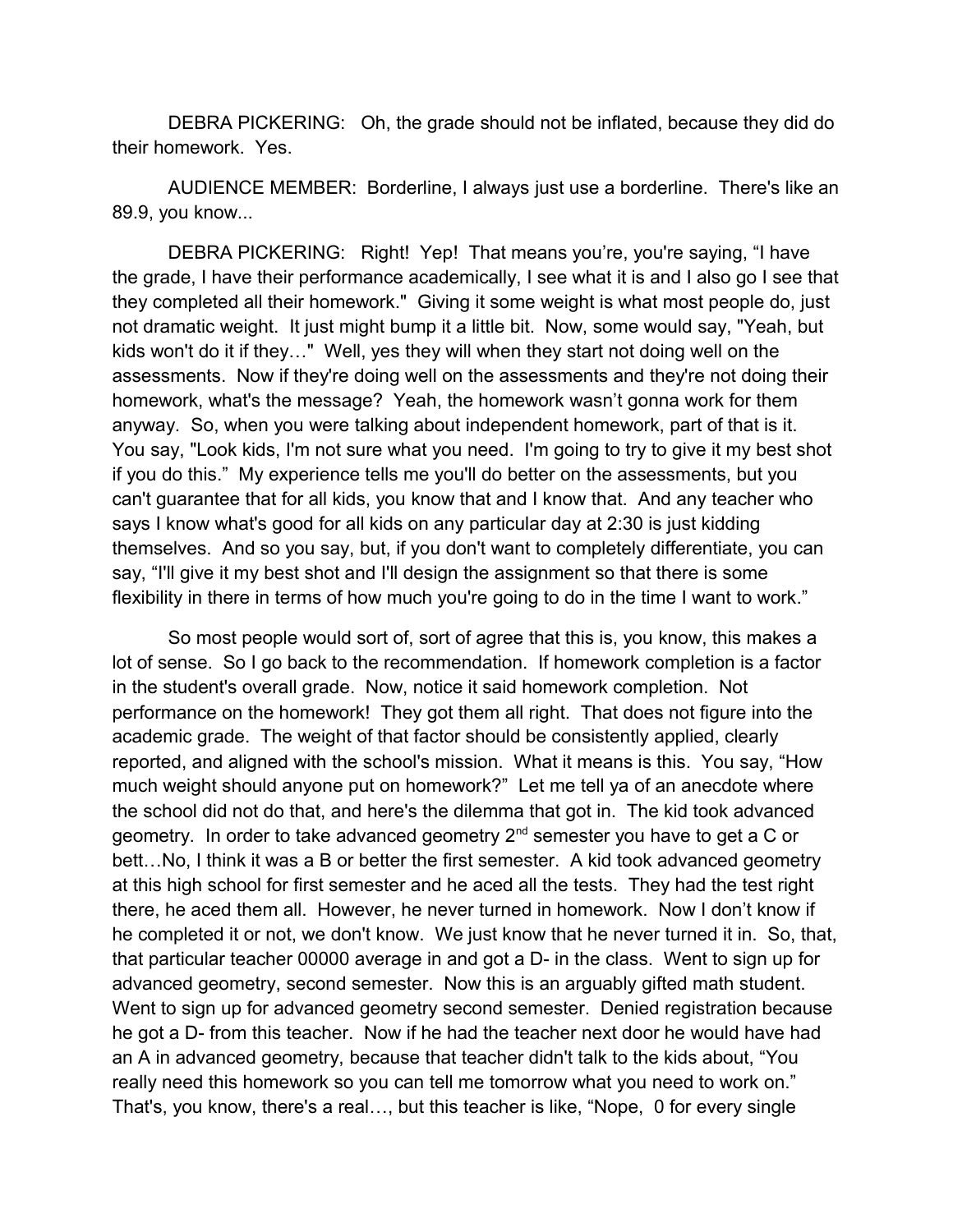DEBRA PICKERING: Oh, the grade should not be inflated, because they did do their homework. Yes.

AUDIENCE MEMBER: Borderline, I always just use a borderline. There's like an 89.9, you know...

DEBRA PICKERING: Right! Yep! That means you're, you're saying, "I have the grade, I have their performance academically, I see what it is and I also go I see that they completed all their homework." Giving it some weight is what most people do, just not dramatic weight. It just might bump it a little bit. Now, some would say, "Yeah, but kids won't do it if they…" Well, yes they will when they start not doing well on the assessments. Now if they're doing well on the assessments and they're not doing their homework, what's the message? Yeah, the homework wasn't gonna work for them anyway. So, when you were talking about independent homework, part of that is it. You say, "Look kids, I'm not sure what you need. I'm going to try to give it my best shot if you do this." My experience tells me you'll do better on the assessments, but you can't guarantee that for all kids, you know that and I know that. And any teacher who says I know what's good for all kids on any particular day at 2:30 is just kidding themselves. And so you say, but, if you don't want to completely differentiate, you can say, "I'll give it my best shot and I'll design the assignment so that there is some flexibility in there in terms of how much you're going to do in the time I want to work."

So most people would sort of, sort of agree that this is, you know, this makes a lot of sense. So I go back to the recommendation. If homework completion is a factor in the student's overall grade. Now, notice it said homework completion. Not performance on the homework! They got them all right. That does not figure into the academic grade. The weight of that factor should be consistently applied, clearly reported, and aligned with the school's mission. What it means is this. You say, "How much weight should anyone put on homework?" Let me tell ya of an anecdote where the school did not do that, and here's the dilemma that got in. The kid took advanced geometry. In order to take advanced geometry 2nd semester you have to get a C or bett…No, I think it was a B or better the first semester. A kid took advanced geometry at this high school for first semester and he aced all the tests. They had the test right there, he aced them all. However, he never turned in homework. Now I don't know if he completed it or not, we don't know. We just know that he never turned it in. So, that, that particular teacher 00000 average in and got a D- in the class. Went to sign up for advanced geometry, second semester. Now this is an arguably gifted math student. Went to sign up for advanced geometry second semester. Denied registration because he got a D- from this teacher. Now if he had the teacher next door he would have had an A in advanced geometry, because that teacher didn't talk to the kids about, "You really need this homework so you can tell me tomorrow what you need to work on." That's, you know, there's a real…, but this teacher is like, "Nope, 0 for every single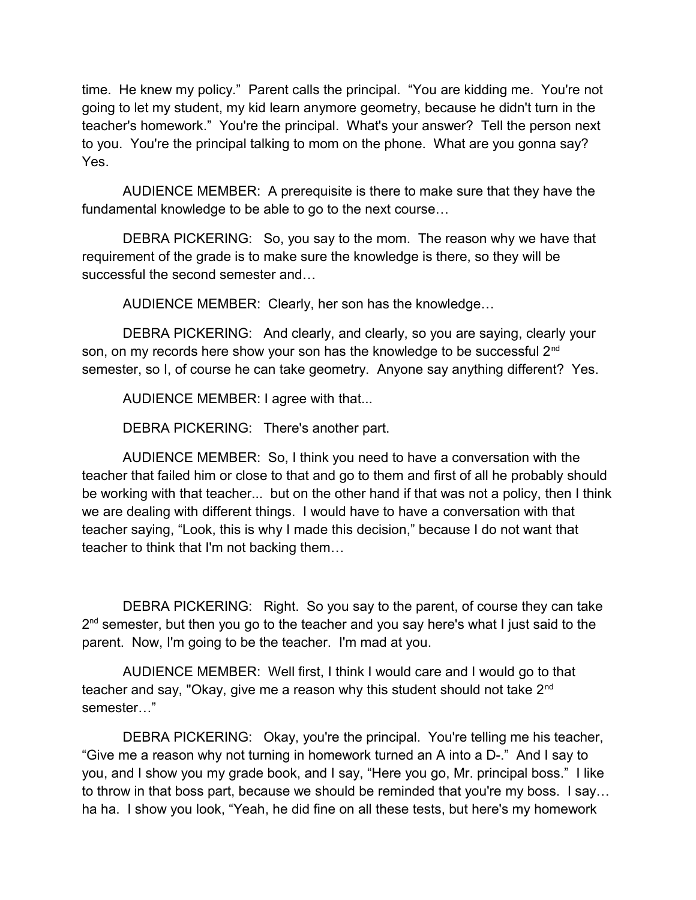time. He knew my policy." Parent calls the principal. "You are kidding me. You're not going to let my student, my kid learn anymore geometry, because he didn't turn in the teacher's homework." You're the principal. What's your answer? Tell the person next to you. You're the principal talking to mom on the phone. What are you gonna say? Yes.

AUDIENCE MEMBER: A prerequisite is there to make sure that they have the fundamental knowledge to be able to go to the next course…

DEBRA PICKERING: So, you say to the mom. The reason why we have that requirement of the grade is to make sure the knowledge is there, so they will be successful the second semester and…

AUDIENCE MEMBER: Clearly, her son has the knowledge…

DEBRA PICKERING: And clearly, and clearly, so you are saying, clearly your son, on my records here show your son has the knowledge to be successful 2nd semester, so I, of course he can take geometry. Anyone say anything different? Yes.

AUDIENCE MEMBER: I agree with that...

DEBRA PICKERING: There's another part.

AUDIENCE MEMBER: So, I think you need to have a conversation with the teacher that failed him or close to that and go to them and first of all he probably should be working with that teacher... but on the other hand if that was not a policy, then I think we are dealing with different things. I would have to have a conversation with that teacher saying, "Look, this is why I made this decision," because I do not want that teacher to think that I'm not backing them…

DEBRA PICKERING: Right. So you say to the parent, of course they can take 2nd semester, but then you go to the teacher and you say here's what I just said to the parent. Now, I'm going to be the teacher. I'm mad at you.

AUDIENCE MEMBER: Well first, I think I would care and I would go to that teacher and say, "Okay, give me a reason why this student should not take 2nd semester…"

DEBRA PICKERING: Okay, you're the principal. You're telling me his teacher, "Give me a reason why not turning in homework turned an A into a D-." And I say to you, and I show you my grade book, and I say, "Here you go, Mr. principal boss." I like to throw in that boss part, because we should be reminded that you're my boss. I say… ha ha. I show you look, "Yeah, he did fine on all these tests, but here's my homework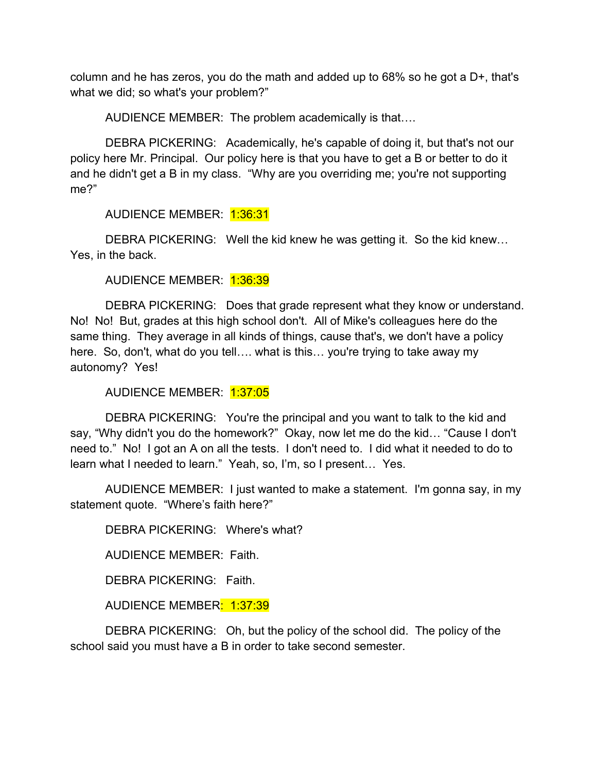column and he has zeros, you do the math and added up to 68% so he got a D+, that's what we did; so what's your problem?"

AUDIENCE MEMBER: The problem academically is that….

DEBRA PICKERING: Academically, he's capable of doing it, but that's not our policy here Mr. Principal. Our policy here is that you have to get a B or better to do it and he didn't get a B in my class. "Why are you overriding me; you're not supporting me?"

AUDIENCE MEMBER: 1:36:31

DEBRA PICKERING: Well the kid knew he was getting it. So the kid knew… Yes, in the back.

AUDIENCE MEMBER: 1:36:39

DEBRA PICKERING: Does that grade represent what they know or understand. No! No! But, grades at this high school don't. All of Mike's colleagues here do the same thing. They average in all kinds of things, cause that's, we don't have a policy here. So, don't, what do you tell…. what is this… you're trying to take away my autonomy? Yes!

AUDIENCE MEMBER: 1:37:05

DEBRA PICKERING: You're the principal and you want to talk to the kid and say, "Why didn't you do the homework?" Okay, now let me do the kid… "Cause I don't need to." No! I got an A on all the tests. I don't need to. I did what it needed to do to learn what I needed to learn." Yeah, so, I'm, so I present… Yes.

AUDIENCE MEMBER: I just wanted to make a statement. I'm gonna say, in my statement quote. "Where's faith here?"

DEBRA PICKERING: Where's what?

AUDIENCE MEMBER: Faith.

DEBRA PICKERING: Faith.

AUDIENCE MEMBER: 1:37:39

DEBRA PICKERING: Oh, but the policy of the school did. The policy of the school said you must have a B in order to take second semester.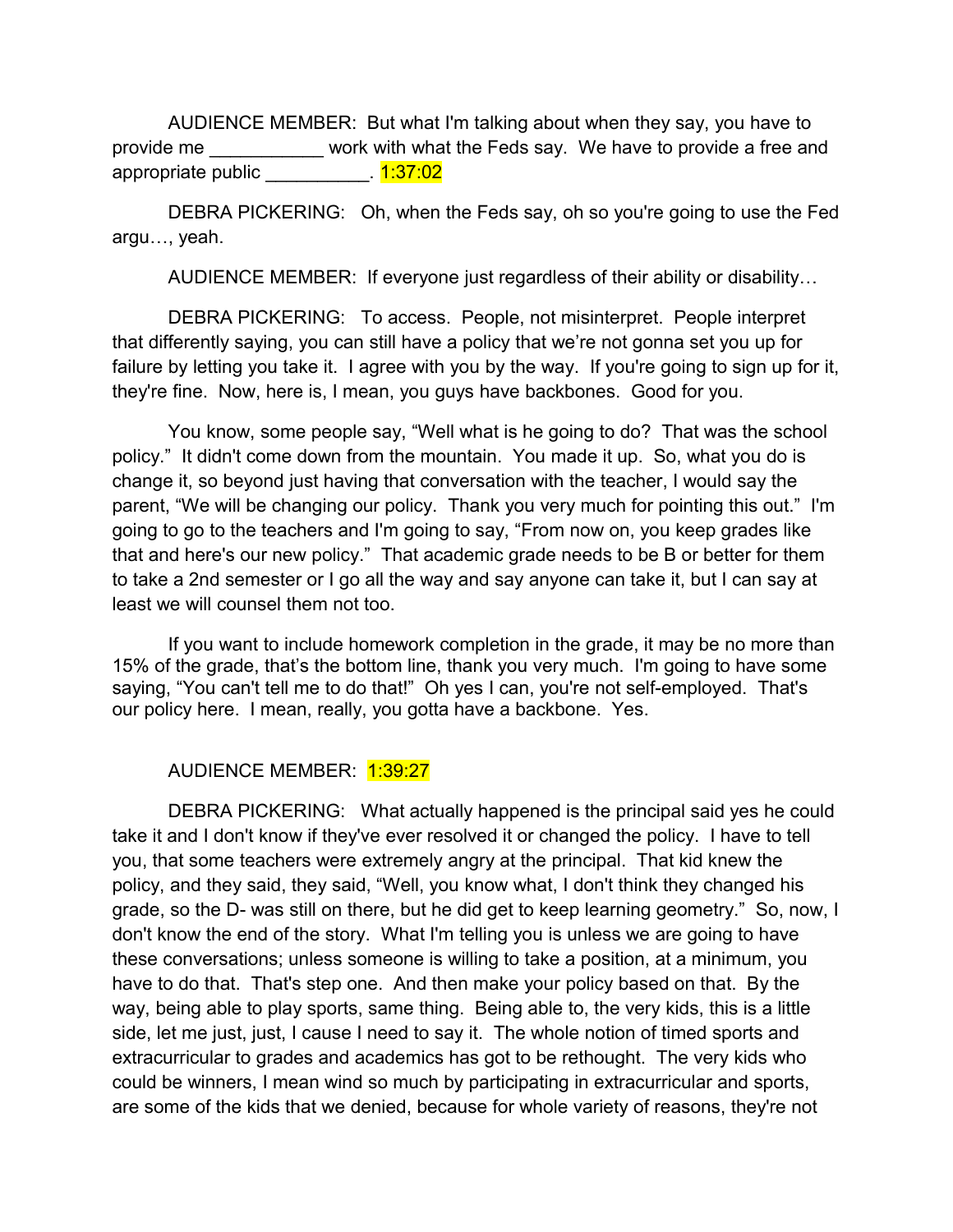AUDIENCE MEMBER: But what I'm talking about when they say, you have to provide me ___________ work with what the Feds say. We have to provide a free and appropriate public __________. 1:37:02

DEBRA PICKERING: Oh, when the Feds say, oh so you're going to use the Fed argu…, yeah.

AUDIENCE MEMBER: If everyone just regardless of their ability or disability…

DEBRA PICKERING: To access. People, not misinterpret. People interpret that differently saying, you can still have a policy that we're not gonna set you up for failure by letting you take it. I agree with you by the way. If you're going to sign up for it, they're fine. Now, here is, I mean, you guys have backbones. Good for you.

You know, some people say, "Well what is he going to do? That was the school policy." It didn't come down from the mountain. You made it up. So, what you do is change it, so beyond just having that conversation with the teacher, I would say the parent, "We will be changing our policy. Thank you very much for pointing this out." I'm going to go to the teachers and I'm going to say, "From now on, you keep grades like that and here's our new policy." That academic grade needs to be B or better for them to take a 2nd semester or I go all the way and say anyone can take it, but I can say at least we will counsel them not too.

If you want to include homework completion in the grade, it may be no more than 15% of the grade, that's the bottom line, thank you very much. I'm going to have some saying, "You can't tell me to do that!" Oh yes I can, you're not self-employed. That's our policy here. I mean, really, you gotta have a backbone. Yes.

AUDIENCE MEMBER: 1:39:27

DEBRA PICKERING: What actually happened is the principal said yes he could take it and I don't know if they've ever resolved it or changed the policy. I have to tell you, that some teachers were extremely angry at the principal. That kid knew the policy, and they said, they said, "Well, you know what, I don't think they changed his grade, so the D- was still on there, but he did get to keep learning geometry." So, now, I don't know the end of the story. What I'm telling you is unless we are going to have these conversations; unless someone is willing to take a position, at a minimum, you have to do that. That's step one. And then make your policy based on that. By the way, being able to play sports, same thing. Being able to, the very kids, this is a little side, let me just, just, I cause I need to say it. The whole notion of timed sports and extracurricular to grades and academics has got to be rethought. The very kids who could be winners, I mean wind so much by participating in extracurricular and sports, are some of the kids that we denied, because for whole variety of reasons, they're not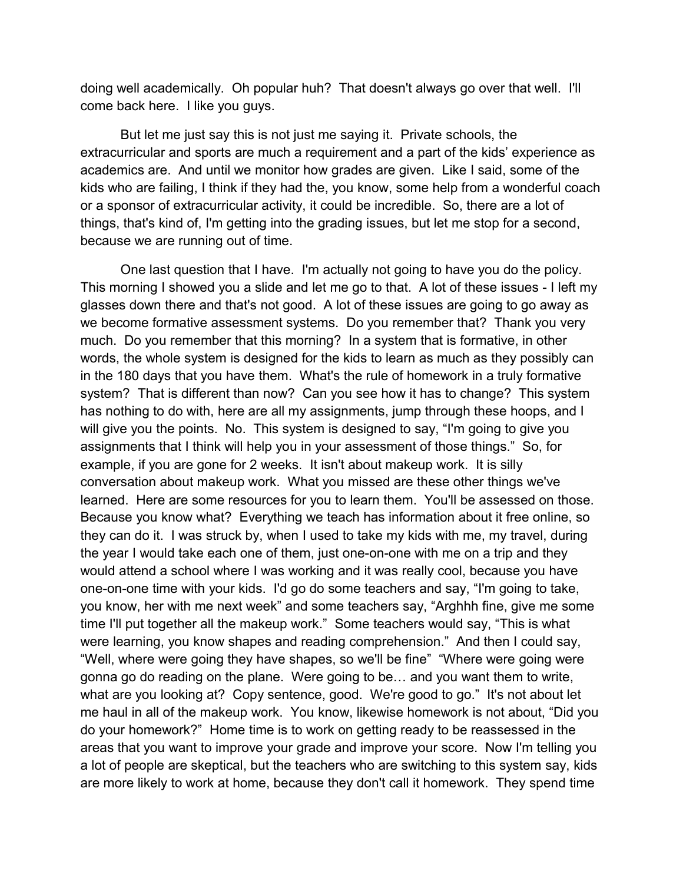doing well academically. Oh popular huh? That doesn't always go over that well. I'll come back here. I like you guys.

But let me just say this is not just me saying it. Private schools, the extracurricular and sports are much a requirement and a part of the kids' experience as academics are. And until we monitor how grades are given. Like I said, some of the kids who are failing, I think if they had the, you know, some help from a wonderful coach or a sponsor of extracurricular activity, it could be incredible. So, there are a lot of things, that's kind of, I'm getting into the grading issues, but let me stop for a second, because we are running out of time.

One last question that I have. I'm actually not going to have you do the policy. This morning I showed you a slide and let me go to that. A lot of these issues - I left my glasses down there and that's not good. A lot of these issues are going to go away as we become formative assessment systems. Do you remember that? Thank you very much. Do you remember that this morning? In a system that is formative, in other words, the whole system is designed for the kids to learn as much as they possibly can in the 180 days that you have them. What's the rule of homework in a truly formative system? That is different than now? Can you see how it has to change? This system has nothing to do with, here are all my assignments, jump through these hoops, and I will give you the points. No. This system is designed to say, "I'm going to give you assignments that I think will help you in your assessment of those things." So, for example, if you are gone for 2 weeks. It isn't about makeup work. It is silly conversation about makeup work. What you missed are these other things we've learned. Here are some resources for you to learn them. You'll be assessed on those. Because you know what? Everything we teach has information about it free online, so they can do it. I was struck by, when I used to take my kids with me, my travel, during the year I would take each one of them, just one-on-one with me on a trip and they would attend a school where I was working and it was really cool, because you have one-on-one time with your kids. I'd go do some teachers and say, "I'm going to take, you know, her with me next week" and some teachers say, "Arghhh fine, give me some time I'll put together all the makeup work." Some teachers would say, "This is what were learning, you know shapes and reading comprehension." And then I could say, "Well, where were going they have shapes, so we'll be fine" "Where were going were gonna go do reading on the plane. Were going to be… and you want them to write, what are you looking at? Copy sentence, good. We're good to go." It's not about let me haul in all of the makeup work. You know, likewise homework is not about, "Did you do your homework?" Home time is to work on getting ready to be reassessed in the areas that you want to improve your grade and improve your score. Now I'm telling you a lot of people are skeptical, but the teachers who are switching to this system say, kids are more likely to work at home, because they don't call it homework. They spend time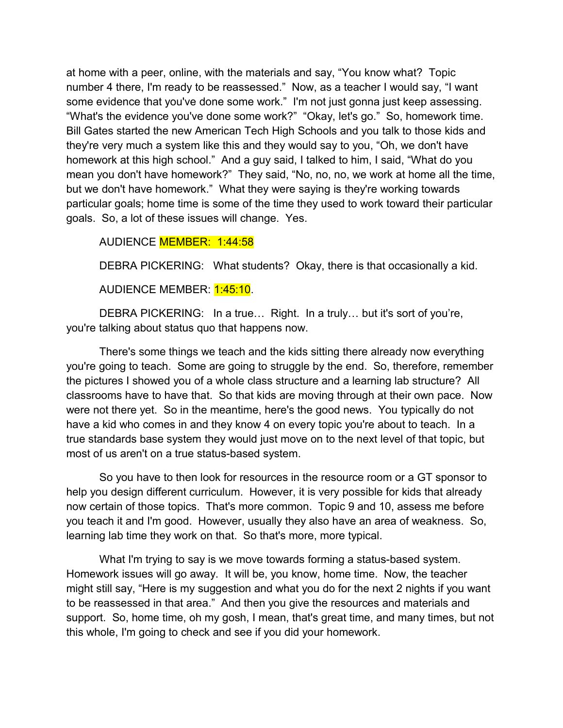at home with a peer, online, with the materials and say, "You know what? Topic number 4 there, I'm ready to be reassessed." Now, as a teacher I would say, "I want some evidence that you've done some work." I'm not just gonna just keep assessing. "What's the evidence you've done some work?" "Okay, let's go." So, homework time. Bill Gates started the new American Tech High Schools and you talk to those kids and they're very much a system like this and they would say to you, "Oh, we don't have homework at this high school." And a guy said, I talked to him, I said, "What do you mean you don't have homework?" They said, "No, no, no, we work at home all the time, but we don't have homework." What they were saying is they're working towards particular goals; home time is some of the time they used to work toward their particular goals. So, a lot of these issues will change. Yes.

AUDIENCE MEMBER: 1:44:58

DEBRA PICKERING: What students? Okay, there is that occasionally a kid.

AUDIENCE MEMBER: 1:45:10.

DEBRA PICKERING: In a true… Right. In a truly… but it's sort of you're, you're talking about status quo that happens now.

There's some things we teach and the kids sitting there already now everything you're going to teach. Some are going to struggle by the end. So, therefore, remember the pictures I showed you of a whole class structure and a learning lab structure? All classrooms have to have that. So that kids are moving through at their own pace. Now were not there yet. So in the meantime, here's the good news. You typically do not have a kid who comes in and they know 4 on every topic you're about to teach. In a true standards base system they would just move on to the next level of that topic, but most of us aren't on a true status-based system.

So you have to then look for resources in the resource room or a GT sponsor to help you design different curriculum. However, it is very possible for kids that already now certain of those topics. That's more common. Topic 9 and 10, assess me before you teach it and I'm good. However, usually they also have an area of weakness. So, learning lab time they work on that. So that's more, more typical.

What I'm trying to say is we move towards forming a status-based system. Homework issues will go away. It will be, you know, home time. Now, the teacher might still say, "Here is my suggestion and what you do for the next 2 nights if you want to be reassessed in that area." And then you give the resources and materials and support. So, home time, oh my gosh, I mean, that's great time, and many times, but not this whole, I'm going to check and see if you did your homework.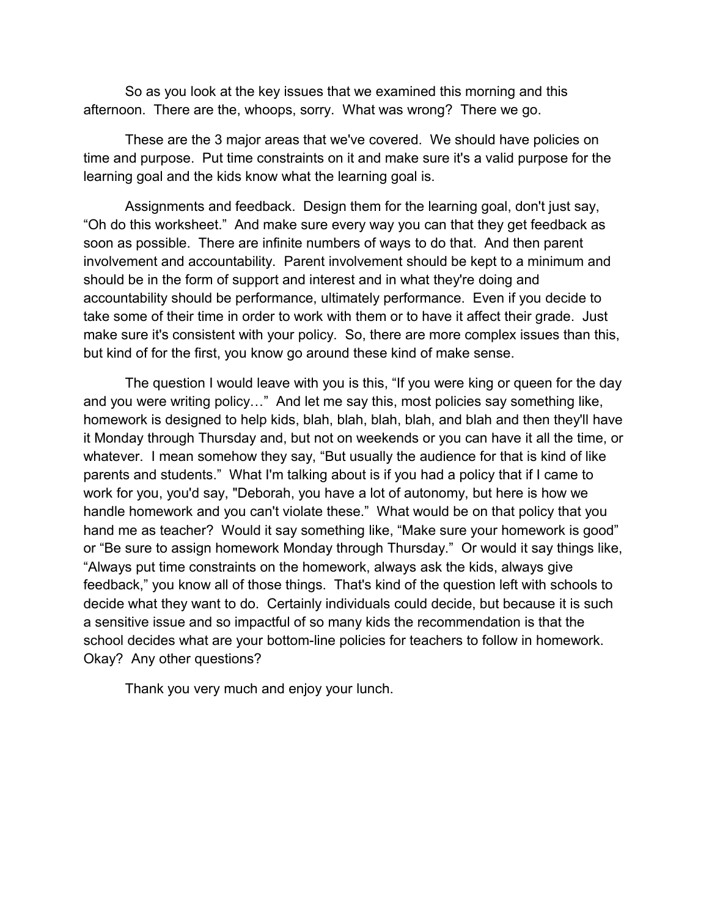So as you look at the key issues that we examined this morning and this afternoon. There are the, whoops, sorry. What was wrong? There we go.

These are the 3 major areas that we've covered. We should have policies on time and purpose. Put time constraints on it and make sure it's a valid purpose for the learning goal and the kids know what the learning goal is.

Assignments and feedback. Design them for the learning goal, don't just say, "Oh do this worksheet." And make sure every way you can that they get feedback as soon as possible. There are infinite numbers of ways to do that. And then parent involvement and accountability. Parent involvement should be kept to a minimum and should be in the form of support and interest and in what they're doing and accountability should be performance, ultimately performance. Even if you decide to take some of their time in order to work with them or to have it affect their grade. Just make sure it's consistent with your policy. So, there are more complex issues than this, but kind of for the first, you know go around these kind of make sense.

The question I would leave with you is this, "If you were king or queen for the day and you were writing policy…" And let me say this, most policies say something like, homework is designed to help kids, blah, blah, blah, blah, and blah and then they'll have it Monday through Thursday and, but not on weekends or you can have it all the time, or whatever. I mean somehow they say, "But usually the audience for that is kind of like parents and students." What I'm talking about is if you had a policy that if I came to work for you, you'd say, "Deborah, you have a lot of autonomy, but here is how we handle homework and you can't violate these." What would be on that policy that you hand me as teacher? Would it say something like, "Make sure your homework is good" or "Be sure to assign homework Monday through Thursday." Or would it say things like, "Always put time constraints on the homework, always ask the kids, always give feedback," you know all of those things. That's kind of the question left with schools to decide what they want to do. Certainly individuals could decide, but because it is such a sensitive issue and so impactful of so many kids the recommendation is that the school decides what are your bottom-line policies for teachers to follow in homework. Okay? Any other questions?

Thank you very much and enjoy your lunch.